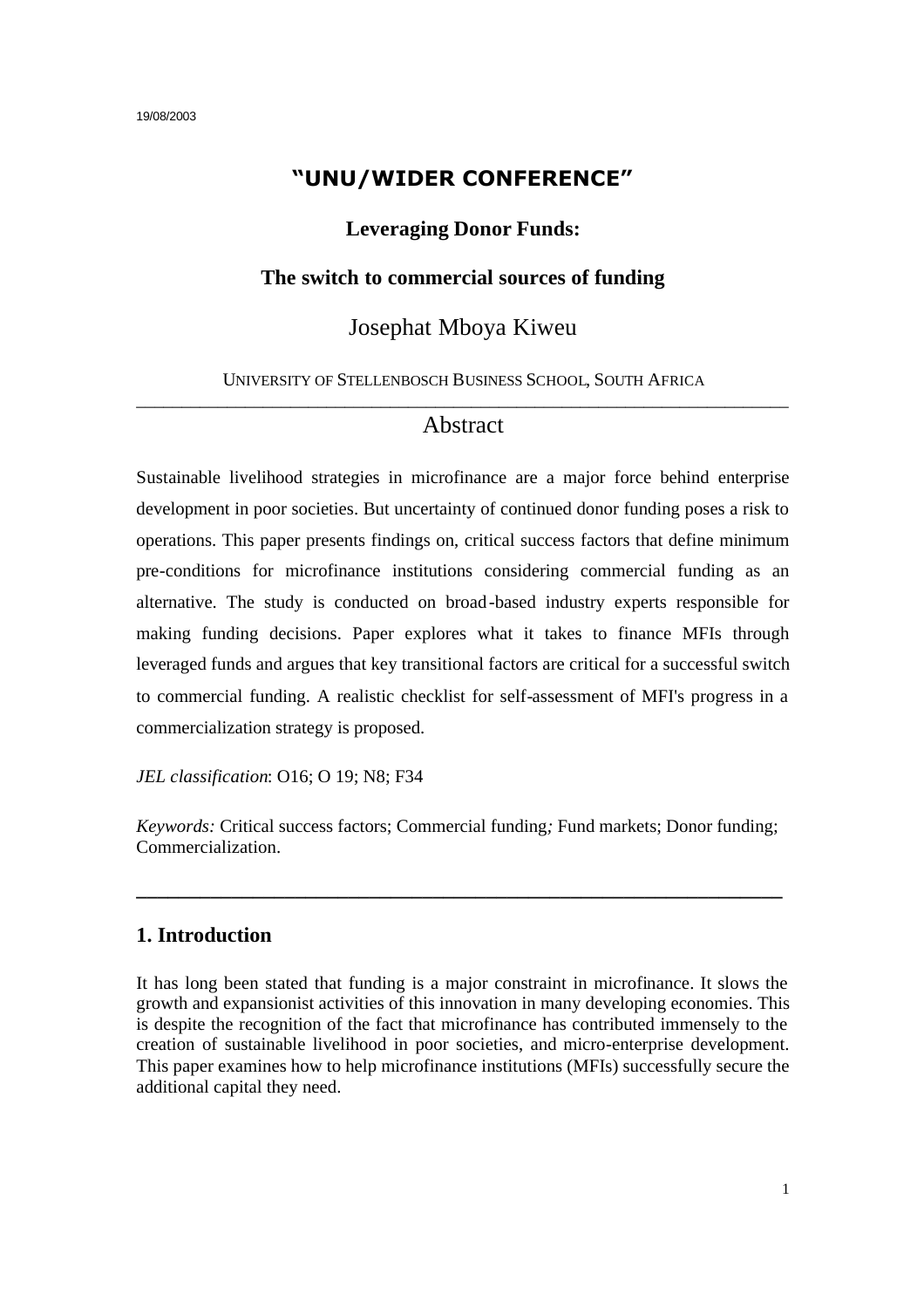19/08/2003

# "UNU/WIDER CONFERENCE"

## Leveraging Donor Funds:

## The switch to commercial sources of funding

Josephat Mboya Kiweu

UNIVERSITY OF STELLENBOSCH BUSINESS SCHOOL, SOUTH AFRICA

---

## Abstract

Sustainable livelihood strategies in microfinance are a major force behind enterprise development in poor societies. But uncertainty of continued donor funding poses a risk to operations. This paper presents findings on, critical success factors that define minimum pre-conditions for microfinance institutions considering commercial funding as an alternative. The study is conducted on broad-based industry experts responsible for making funding decisions. Paper explores what it takes to finance MFIs through leveraged funds and argues that key transitional factors are critical for a successful switch to commercial funding. A realistic checklist for self-assessment of MFI's progress in a commercialization strategy is proposed.

*JEL classification*: O16; O 19; N8; F34

*Keywords:* Critical success factors; Commercial funding*;* Fund markets; Donor funding; Commercialization.

---

## 1. Introduction

It has long been stated that funding is a major constraint in microfinance. It slows the growth and expansionist activities of this innovation in many developing economies. This is despite the recognition of the fact that microfinance has contributed immensely to the creation of sustainable livelihood in poor societies, and micro-enterprise development. This paper examines how to help microfinance institutions (MFIs) successfully secure the additional capital they need.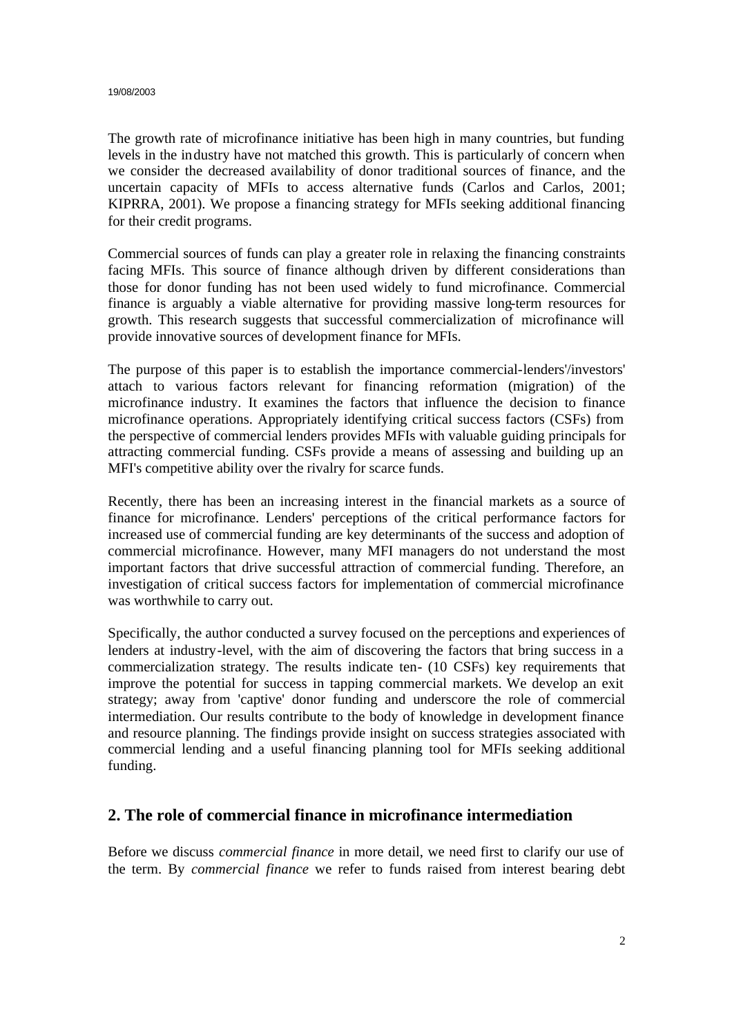The growth rate of microfinance initiative has been high in many countries, but funding levels in the industry have not matched this growth. This is particularly of concern when we consider the decreased availability of donor traditional sources of finance, and the uncertain capacity of MFIs to access alternative funds (Carlos and Carlos, 2001; KIPRRA, 2001). We propose a financing strategy for MFIs seeking additional financing for their credit programs.

Commercial sources of funds can play a greater role in relaxing the financing constraints facing MFIs. This source of finance although driven by different considerations than those for donor funding has not been used widely to fund microfinance. Commercial finance is arguably a viable alternative for providing massive long-term resources for growth. This research suggests that successful commercialization of microfinance will provide innovative sources of development finance for MFIs.

The purpose of this paper is to establish the importance commercial-lenders'/investors' attach to various factors relevant for financing reformation (migration) of the microfinance industry. It examines the factors that influence the decision to finance microfinance operations. Appropriately identifying critical success factors (CSFs) from the perspective of commercial lenders provides MFIs with valuable guiding principals for attracting commercial funding. CSFs provide a means of assessing and building up an MFI's competitive ability over the rivalry for scarce funds.

Recently, there has been an increasing interest in the financial markets as a source of finance for microfinance. Lenders' perceptions of the critical performance factors for increased use of commercial funding are key determinants of the success and adoption of commercial microfinance. However, many MFI managers do not understand the most important factors that drive successful attraction of commercial funding. Therefore, an investigation of critical success factors for implementation of commercial microfinance was worthwhile to carry out.

Specifically, the author conducted a survey focused on the perceptions and experiences of lenders at industry-level, with the aim of discovering the factors that bring success in a commercialization strategy. The results indicate ten- (10 CSFs) key requirements that improve the potential for success in tapping commercial markets. We develop an exit strategy; away from 'captive' donor funding and underscore the role of commercial intermediation. Our results contribute to the body of knowledge in development finance and resource planning. The findings provide insight on success strategies associated with commercial lending and a useful financing planning tool for MFIs seeking additional funding.

## 2. The role of commercial finance in microfinance intermediation

Before we discuss *commercial finance* in more detail, we need first to clarify our use of the term. By *commercial finance* we refer to funds raised from interest bearing debt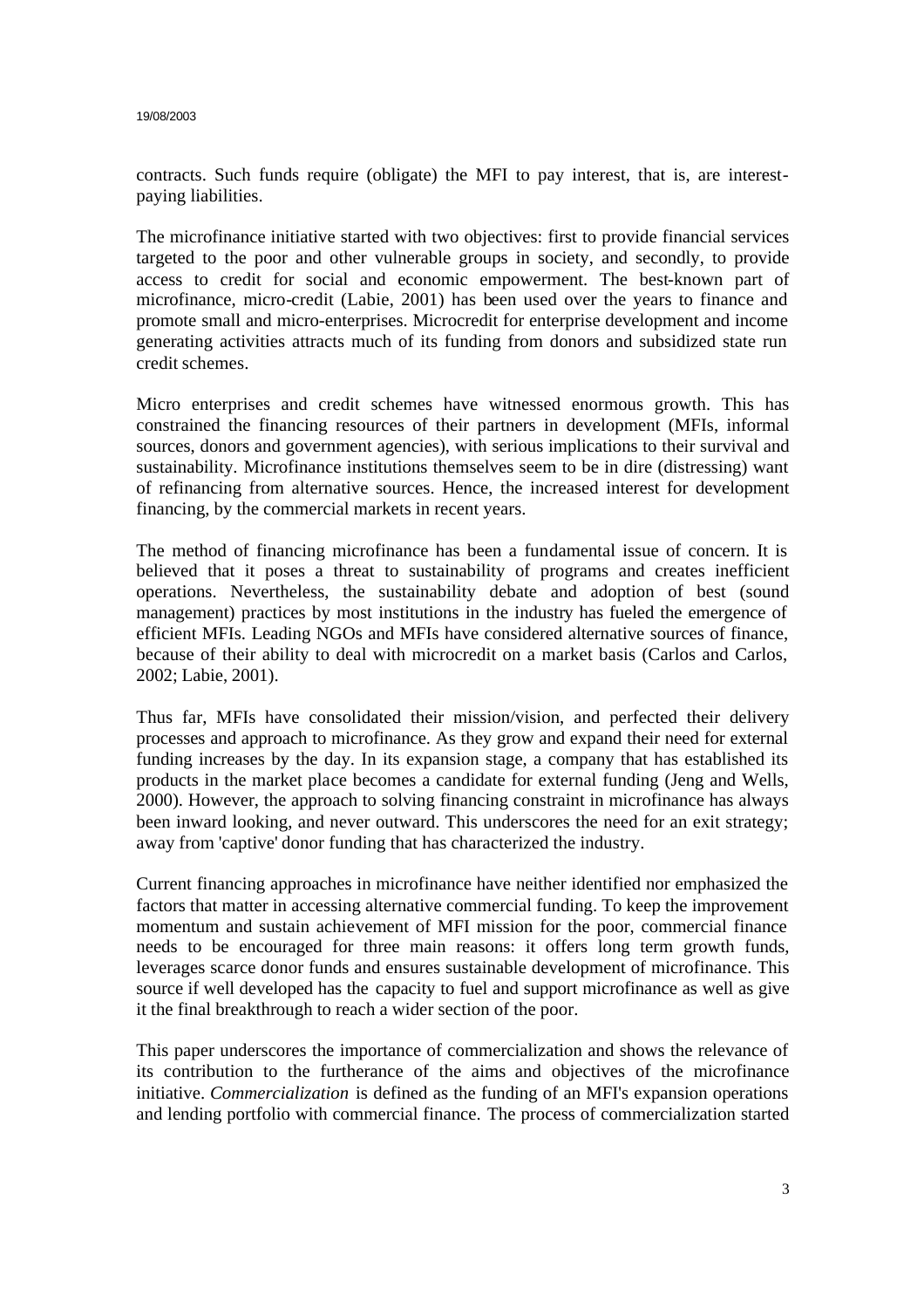contracts. Such funds require (obligate) the MFI to pay interest, that is, are interest-paying liabilities.

The microfinance initiative started with two objectives: first to provide financial services targeted to the poor and other vulnerable groups in society, and secondly, to provide access to credit for social and economic empowerment. The best-known part of microfinance, micro-credit (Labie, 2001) has been used over the years to finance and promote small and micro-enterprises. Microcredit for enterprise development and income generating activities attracts much of its funding from donors and subsidized state run credit schemes.

Micro enterprises and credit schemes have witnessed enormous growth. This has constrained the financing resources of their partners in development (MFIs, informal sources, donors and government agencies), with serious implications to their survival and sustainability. Microfinance institutions themselves seem to be in dire (distressing) want of refinancing from alternative sources. Hence, the increased interest for development financing, by the commercial markets in recent years.

The method of financing microfinance has been a fundamental issue of concern. It is believed that it poses a threat to sustainability of programs and creates inefficient operations. Nevertheless, the sustainability debate and adoption of best (sound management) practices by most institutions in the industry has fueled the emergence of efficient MFIs. Leading NGOs and MFIs have considered alternative sources of finance, because of their ability to deal with microcredit on a market basis (Carlos and Carlos, 2002; Labie, 2001).

Thus far, MFIs have consolidated their mission/vision, and perfected their delivery processes and approach to microfinance. As they grow and expand their need for external funding increases by the day. In its expansion stage, a company that has established its products in the market place becomes a candidate for external funding (Jeng and Wells, 2000). However, the approach to solving financing constraint in microfinance has always been inward looking, and never outward. This underscores the need for an exit strategy; away from 'captive' donor funding that has characterized the industry.

Current financing approaches in microfinance have neither identified nor emphasized the factors that matter in accessing alternative commercial funding. To keep the improvement momentum and sustain achievement of MFI mission for the poor, commercial finance needs to be encouraged for three main reasons: it offers long term growth funds, leverages scarce donor funds and ensures sustainable development of microfinance. This source if well developed has the capacity to fuel and support microfinance as well as give it the final breakthrough to reach a wider section of the poor.

This paper underscores the importance of commercialization and shows the relevance of its contribution to the furtherance of the aims and objectives of the microfinance initiative. *Commercialization* is defined as the funding of an MFI's expansion operations and lending portfolio with commercial finance. The process of commercialization started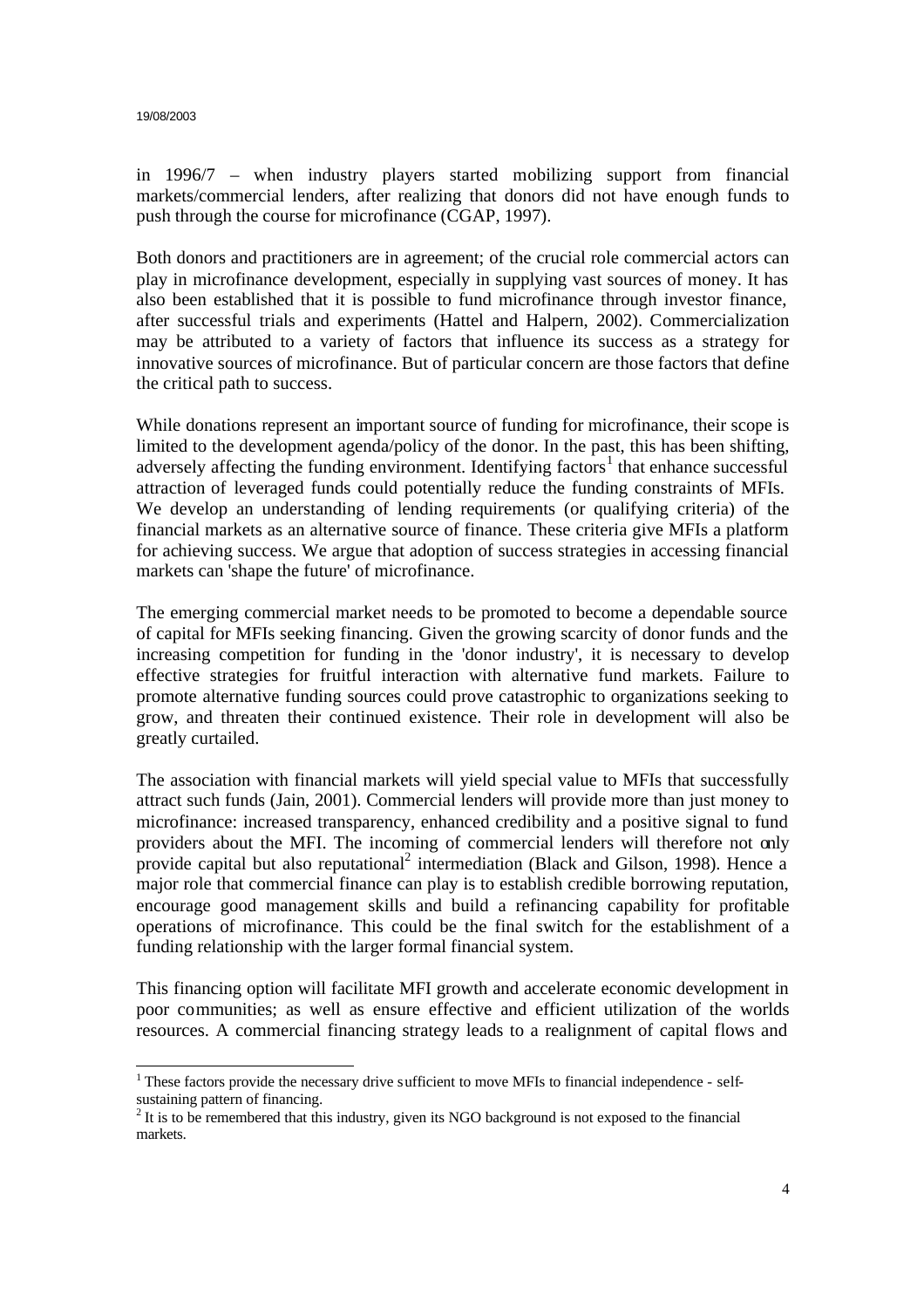in 1996/7 – when industry players started mobilizing support from financial markets/commercial lenders, after realizing that donors did not have enough funds to push through the course for microfinance (CGAP, 1997).

Both donors and practitioners are in agreement; of the crucial role commercial actors can play in microfinance development, especially in supplying vast sources of money. It has also been established that it is possible to fund microfinance through investor finance, after successful trials and experiments (Hattel and Halpern, 2002). Commercialization may be attributed to a variety of factors that influence its success as a strategy for innovative sources of microfinance. But of particular concern are those factors that define the critical path to success.

While donations represent an important source of funding for microfinance, their scope is limited to the development agenda/policy of the donor. In the past, this has been shifting, adversely affecting the funding environment. Identifying factors[1] that enhance successful attraction of leveraged funds could potentially reduce the funding constraints of MFIs. We develop an understanding of lending requirements (or qualifying criteria) of the financial markets as an alternative source of finance. These criteria give MFIs a platform for achieving success. We argue that adoption of success strategies in accessing financial markets can 'shape the future' of microfinance.

The emerging commercial market needs to be promoted to become a dependable source of capital for MFIs seeking financing. Given the growing scarcity of donor funds and the increasing competition for funding in the 'donor industry', it is necessary to develop effective strategies for fruitful interaction with alternative fund markets. Failure to promote alternative funding sources could prove catastrophic to organizations seeking to grow, and threaten their continued existence. Their role in development will also be greatly curtailed.

The association with financial markets will yield special value to MFIs that successfully attract such funds (Jain, 2001). Commercial lenders will provide more than just money to microfinance: increased transparency, enhanced credibility and a positive signal to fund providers about the MFI. The incoming of commercial lenders will therefore not only provide capital but also reputational[2] intermediation (Black and Gilson, 1998). Hence a major role that commercial finance can play is to establish credible borrowing reputation, encourage good management skills and build a refinancing capability for profitable operations of microfinance. This could be the final switch for the establishment of a funding relationship with the larger formal financial system.

This financing option will facilitate MFI growth and accelerate economic development in poor communities; as well as ensure effective and efficient utilization of the worlds resources. A commercial financing strategy leads to a realignment of capital flows and

---

[1] These factors provide the necessary drive sufficient to move MFIs to financial independence - self-sustaining pattern of financing.

[2] It is to be remembered that this industry, given its NGO background is not exposed to the financial markets.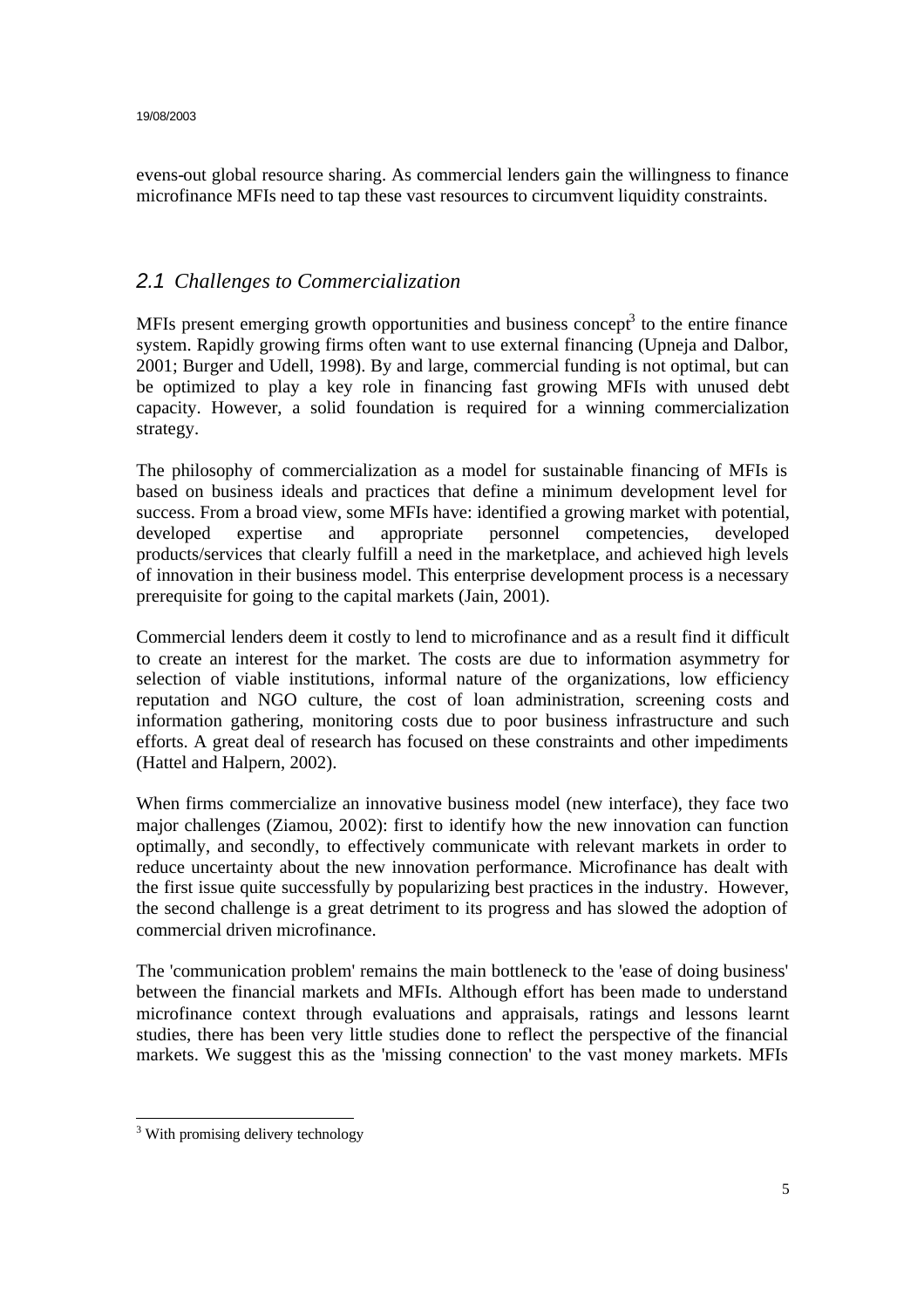evens-out global resource sharing. As commercial lenders gain the willingness to finance microfinance MFIs need to tap these vast resources to circumvent liquidity constraints.

## 2.1 *Challenges to Commercialization*

MFIs present emerging growth opportunities and business concept[3] to the entire finance system. Rapidly growing firms often want to use external financing (Upneja and Dalbor, 2001; Burger and Udell, 1998). By and large, commercial funding is not optimal, but can be optimized to play a key role in financing fast growing MFIs with unused debt capacity. However, a solid foundation is required for a winning commercialization strategy.

The philosophy of commercialization as a model for sustainable financing of MFIs is based on business ideals and practices that define a minimum development level for success. From a broad view, some MFIs have: identified a growing market with potential, developed expertise and appropriate personnel competencies, developed products/services that clearly fulfill a need in the marketplace, and achieved high levels of innovation in their business model. This enterprise development process is a necessary prerequisite for going to the capital markets (Jain, 2001).

Commercial lenders deem it costly to lend to microfinance and as a result find it difficult to create an interest for the market. The costs are due to information asymmetry for selection of viable institutions, informal nature of the organizations, low efficiency reputation and NGO culture, the cost of loan administration, screening costs and information gathering, monitoring costs due to poor business infrastructure and such efforts. A great deal of research has focused on these constraints and other impediments (Hattel and Halpern, 2002).

When firms commercialize an innovative business model (new interface), they face two major challenges (Ziamou, 2002): first to identify how the new innovation can function optimally, and secondly, to effectively communicate with relevant markets in order to reduce uncertainty about the new innovation performance. Microfinance has dealt with the first issue quite successfully by popularizing best practices in the industry. However, the second challenge is a great detriment to its progress and has slowed the adoption of commercial driven microfinance.

The 'communication problem' remains the main bottleneck to the 'ease of doing business' between the financial markets and MFIs. Although effort has been made to understand microfinance context through evaluations and appraisals, ratings and lessons learnt studies, there has been very little studies done to reflect the perspective of the financial markets. We suggest this as the 'missing connection' to the vast money markets. MFIs

[3] With promising delivery technology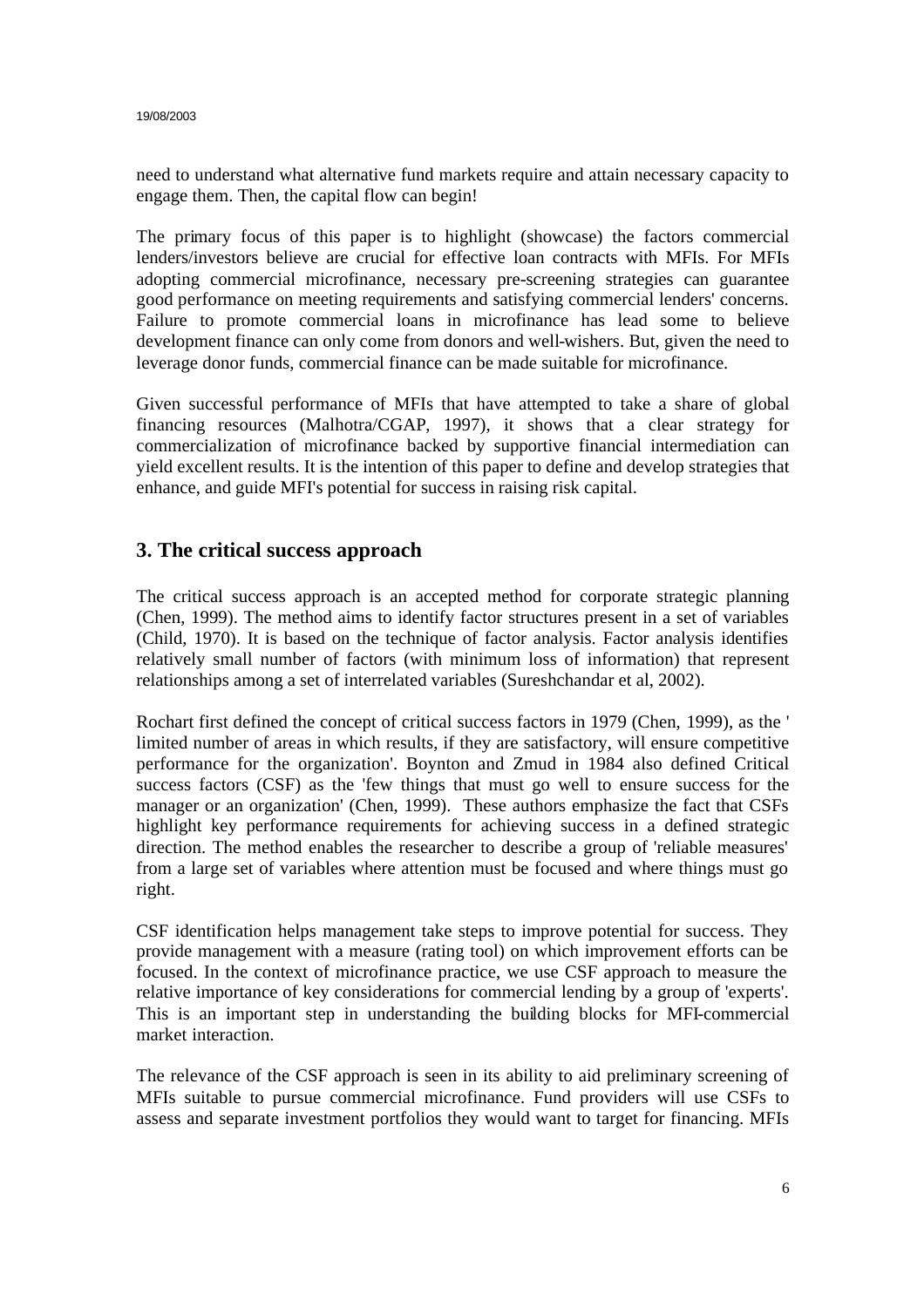need to understand what alternative fund markets require and attain necessary capacity to engage them. Then, the capital flow can begin!

The primary focus of this paper is to highlight (showcase) the factors commercial lenders/investors believe are crucial for effective loan contracts with MFIs. For MFIs adopting commercial microfinance, necessary pre-screening strategies can guarantee good performance on meeting requirements and satisfying commercial lenders' concerns. Failure to promote commercial loans in microfinance has lead some to believe development finance can only come from donors and well-wishers. But, given the need to leverage donor funds, commercial finance can be made suitable for microfinance.

Given successful performance of MFIs that have attempted to take a share of global financing resources (Malhotra/CGAP, 1997), it shows that a clear strategy for commercialization of microfinance backed by supportive financial intermediation can yield excellent results. It is the intention of this paper to define and develop strategies that enhance, and guide MFI's potential for success in raising risk capital.

## 3. The critical success approach

The critical success approach is an accepted method for corporate strategic planning (Chen, 1999). The method aims to identify factor structures present in a set of variables (Child, 1970). It is based on the technique of factor analysis. Factor analysis identifies relatively small number of factors (with minimum loss of information) that represent relationships among a set of interrelated variables (Sureshchandar et al, 2002).

Rochart first defined the concept of critical success factors in 1979 (Chen, 1999), as the ' limited number of areas in which results, if they are satisfactory, will ensure competitive performance for the organization'. Boynton and Zmud in 1984 also defined Critical success factors (CSF) as the 'few things that must go well to ensure success for the manager or an organization' (Chen, 1999). These authors emphasize the fact that CSFs highlight key performance requirements for achieving success in a defined strategic direction. The method enables the researcher to describe a group of 'reliable measures' from a large set of variables where attention must be focused and where things must go right.

CSF identification helps management take steps to improve potential for success. They provide management with a measure (rating tool) on which improvement efforts can be focused. In the context of microfinance practice, we use CSF approach to measure the relative importance of key considerations for commercial lending by a group of 'experts'. This is an important step in understanding the building blocks for MFI-commercial market interaction.

The relevance of the CSF approach is seen in its ability to aid preliminary screening of MFIs suitable to pursue commercial microfinance. Fund providers will use CSFs to assess and separate investment portfolios they would want to target for financing. MFIs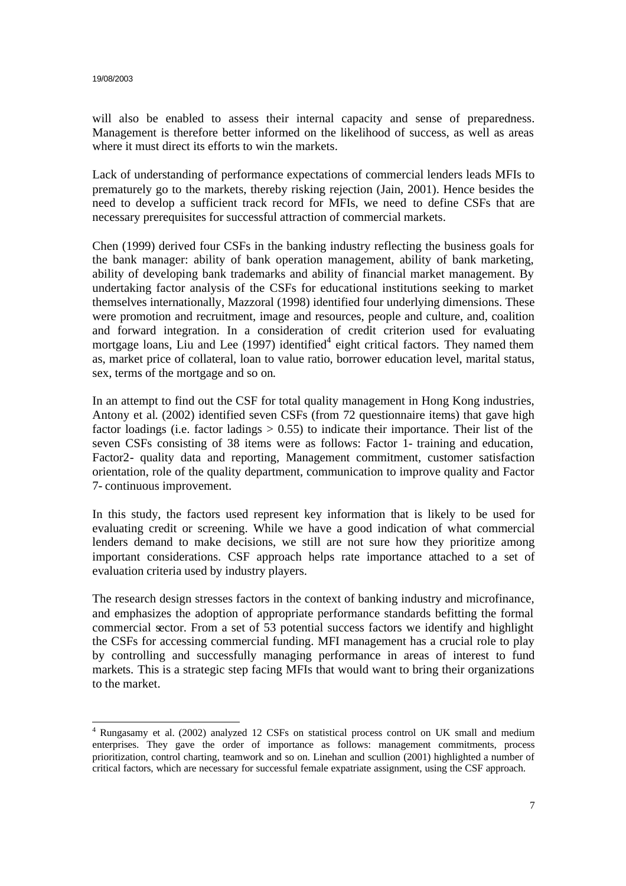will also be enabled to assess their internal capacity and sense of preparedness. Management is therefore better informed on the likelihood of success, as well as areas where it must direct its efforts to win the markets.

Lack of understanding of performance expectations of commercial lenders leads MFIs to prematurely go to the markets, thereby risking rejection (Jain, 2001). Hence besides the need to develop a sufficient track record for MFIs, we need to define CSFs that are necessary prerequisites for successful attraction of commercial markets.

Chen (1999) derived four CSFs in the banking industry reflecting the business goals for the bank manager: ability of bank operation management, ability of bank marketing, ability of developing bank trademarks and ability of financial market management. By undertaking factor analysis of the CSFs for educational institutions seeking to market themselves internationally, Mazzoral (1998) identified four underlying dimensions. These were promotion and recruitment, image and resources, people and culture, and, coalition and forward integration. In a consideration of credit criterion used for evaluating mortgage loans, Liu and Lee (1997) identified[4] eight critical factors. They named them as, market price of collateral, loan to value ratio, borrower education level, marital status, sex, terms of the mortgage and so on.

In an attempt to find out the CSF for total quality management in Hong Kong industries, Antony et al. (2002) identified seven CSFs (from 72 questionnaire items) that gave high factor loadings (i.e. factor ladings > 0.55) to indicate their importance. Their list of the seven CSFs consisting of 38 items were as follows: Factor 1- training and education, Factor2- quality data and reporting, Management commitment, customer satisfaction orientation, role of the quality department, communication to improve quality and Factor 7- continuous improvement.

In this study, the factors used represent key information that is likely to be used for evaluating credit or screening. While we have a good indication of what commercial lenders demand to make decisions, we still are not sure how they prioritize among important considerations. CSF approach helps rate importance attached to a set of evaluation criteria used by industry players.

The research design stresses factors in the context of banking industry and microfinance, and emphasizes the adoption of appropriate performance standards befitting the formal commercial sector. From a set of 53 potential success factors we identify and highlight the CSFs for accessing commercial funding. MFI management has a crucial role to play by controlling and successfully managing performance in areas of interest to fund markets. This is a strategic step facing MFIs that would want to bring their organizations to the market.

[4] Rungasamy et al. (2002) analyzed 12 CSFs on statistical process control on UK small and medium enterprises. They gave the order of importance as follows: management commitments, process prioritization, control charting, teamwork and so on. Linehan and scullion (2001) highlighted a number of critical factors, which are necessary for successful female expatriate assignment, using the CSF approach.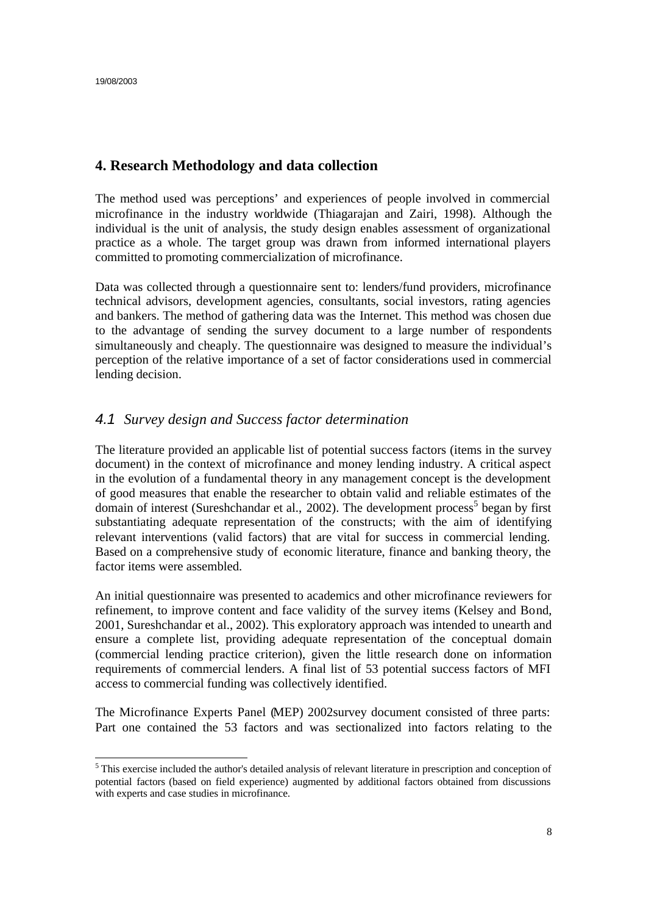## 4. Research Methodology and data collection

The method used was perceptions' and experiences of people involved in commercial microfinance in the industry worldwide (Thiagarajan and Zairi, 1998). Although the individual is the unit of analysis, the study design enables assessment of organizational practice as a whole. The target group was drawn from informed international players committed to promoting commercialization of microfinance.

Data was collected through a questionnaire sent to: lenders/fund providers, microfinance technical advisors, development agencies, consultants, social investors, rating agencies and bankers. The method of gathering data was the Internet. This method was chosen due to the advantage of sending the survey document to a large number of respondents simultaneously and cheaply. The questionnaire was designed to measure the individual's perception of the relative importance of a set of factor considerations used in commercial lending decision.

### *4.1 Survey design and Success factor determination*

The literature provided an applicable list of potential success factors (items in the survey document) in the context of microfinance and money lending industry. A critical aspect in the evolution of a fundamental theory in any management concept is the development of good measures that enable the researcher to obtain valid and reliable estimates of the domain of interest (Sureshchandar et al., 2002). The development process[5] began by first substantiating adequate representation of the constructs; with the aim of identifying relevant interventions (valid factors) that are vital for success in commercial lending. Based on a comprehensive study of economic literature, finance and banking theory, the factor items were assembled.

An initial questionnaire was presented to academics and other microfinance reviewers for refinement, to improve content and face validity of the survey items (Kelsey and Bond, 2001, Sureshchandar et al., 2002). This exploratory approach was intended to unearth and ensure a complete list, providing adequate representation of the conceptual domain (commercial lending practice criterion), given the little research done on information requirements of commercial lenders. A final list of 53 potential success factors of MFI access to commercial funding was collectively identified.

The Microfinance Experts Panel (MEP) 2002survey document consisted of three parts: Part one contained the 53 factors and was sectionalized into factors relating to the

[5] This exercise included the author's detailed analysis of relevant literature in prescription and conception of potential factors (based on field experience) augmented by additional factors obtained from discussions with experts and case studies in microfinance.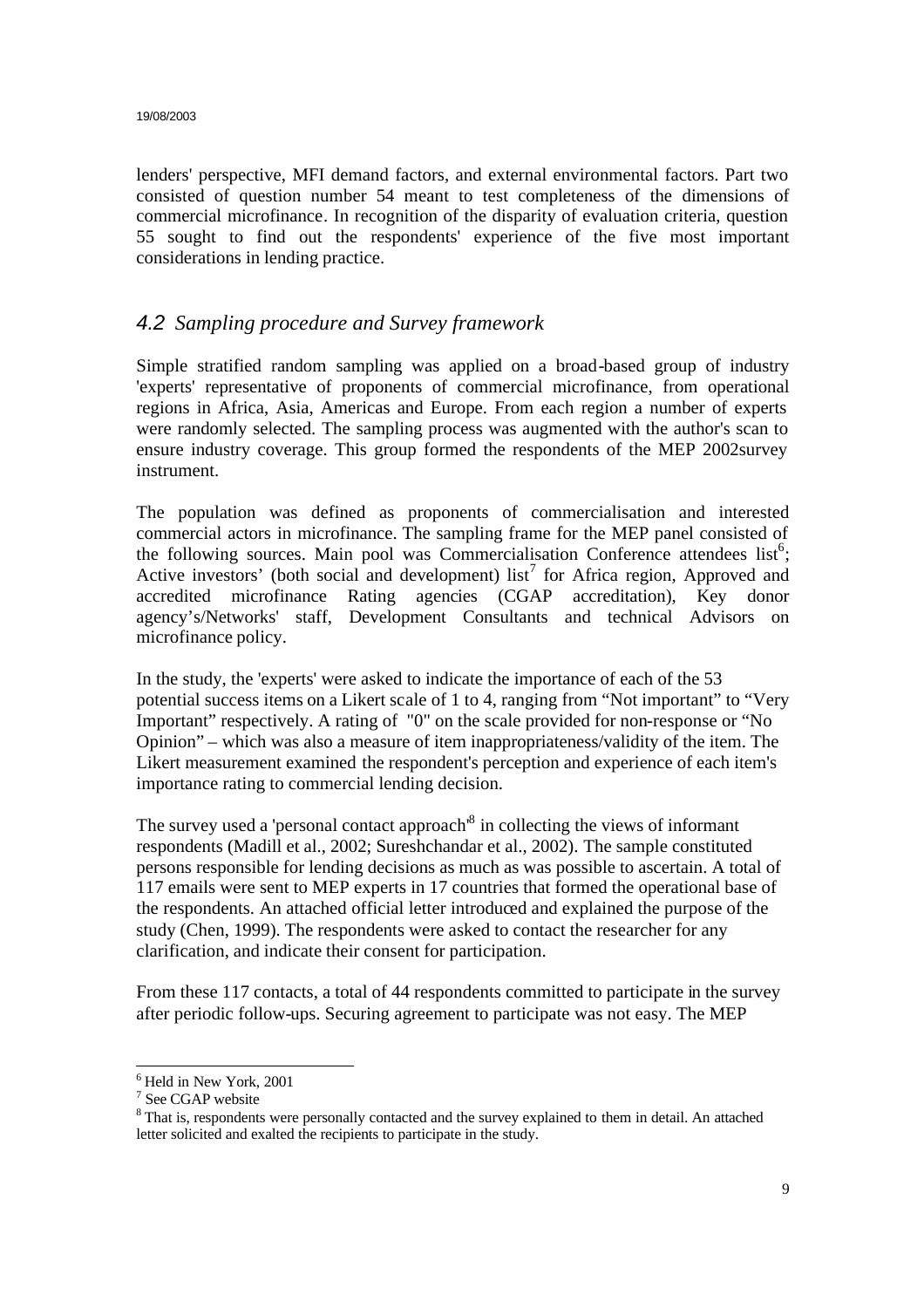lenders' perspective, MFI demand factors, and external environmental factors. Part two consisted of question number 54 meant to test completeness of the dimensions of commercial microfinance. In recognition of the disparity of evaluation criteria, question 55 sought to find out the respondents' experience of the five most important considerations in lending practice.

## *4.2 Sampling procedure and Survey framework*

Simple stratified random sampling was applied on a broad-based group of industry 'experts' representative of proponents of commercial microfinance, from operational regions in Africa, Asia, Americas and Europe. From each region a number of experts were randomly selected. The sampling process was augmented with the author's scan to ensure industry coverage. This group formed the respondents of the MEP 2002survey instrument.

The population was defined as proponents of commercialisation and interested commercial actors in microfinance. The sampling frame for the MEP panel consisted of the following sources. Main pool was Commercialisation Conference attendees list[6]; Active investors' (both social and development) list[7] for Africa region, Approved and accredited microfinance Rating agencies (CGAP accreditation), Key donor agency's/Networks' staff, Development Consultants and technical Advisors on microfinance policy.

In the study, the 'experts' were asked to indicate the importance of each of the 53 potential success items on a Likert scale of 1 to 4, ranging from "Not important" to "Very Important" respectively. A rating of "0" on the scale provided for non-response or "No Opinion" – which was also a measure of item inappropriateness/validity of the item. The Likert measurement examined the respondent's perception and experience of each item's importance rating to commercial lending decision.

The survey used a 'personal contact approach'[8] in collecting the views of informant respondents (Madill et al., 2002; Sureshchandar et al., 2002). The sample constituted persons responsible for lending decisions as much as was possible to ascertain. A total of 117 emails were sent to MEP experts in 17 countries that formed the operational base of the respondents. An attached official letter introduced and explained the purpose of the study (Chen, 1999). The respondents were asked to contact the researcher for any clarification, and indicate their consent for participation.

From these 117 contacts, a total of 44 respondents committed to participate in the survey after periodic follow-ups. Securing agreement to participate was not easy. The MEP

---

[6] Held in New York, 2001

[7] See CGAP website

[8] That is, respondents were personally contacted and the survey explained to them in detail. An attached letter solicited and exalted the recipients to participate in the study.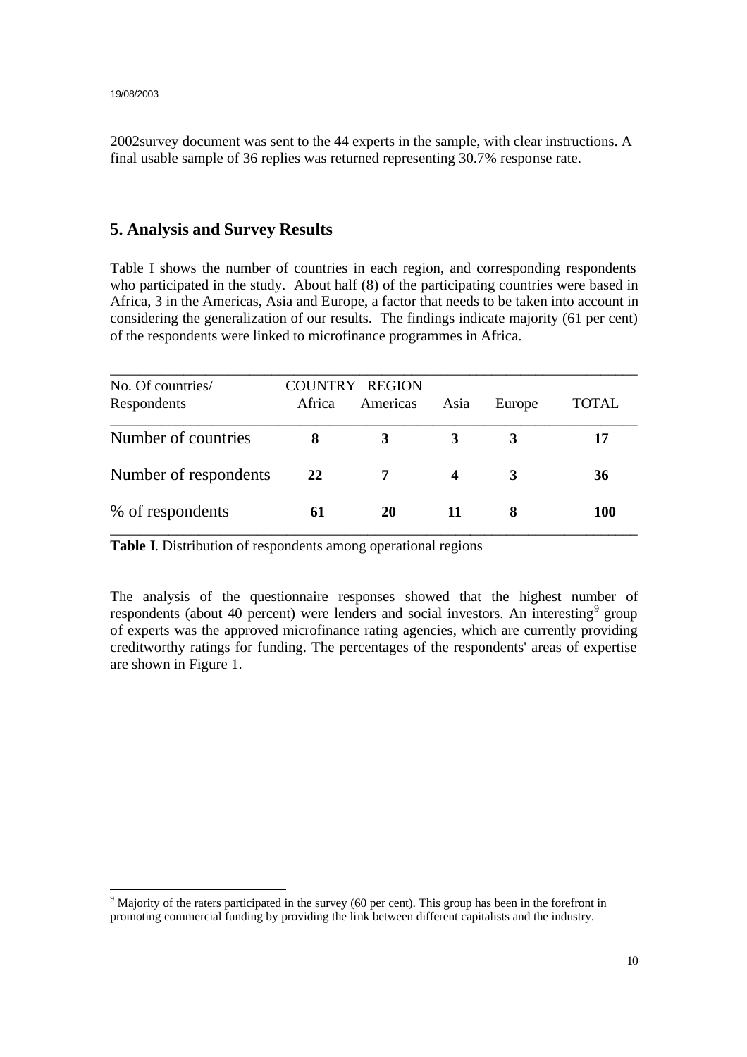2002survey document was sent to the 44 experts in the sample, with clear instructions. A final usable sample of 36 replies was returned representing 30.7% response rate.

## 5. Analysis and Survey Results

Table I shows the number of countries in each region, and corresponding respondents who participated in the study. About half (8) of the participating countries were based in Africa, 3 in the Americas, Asia and Europe, a factor that needs to be taken into account in considering the generalization of our results. The findings indicate majority (61 per cent) of the respondents were linked to microfinance programmes in Africa.

| No. Of countries/ Respondents | COUNTRY REGION Africa | Americas | Asia | Europe | TOTAL |
|---|---|---|---|---|---|
| Number of countries | **8** | **3** | **3** | **3** | **17** |
| Number of respondents | **22** | **7** | **4** | **3** | **36** |
| % of respondents | **61** | **20** | **11** | **8** | **100** |

**Table I**. Distribution of respondents among operational regions

The analysis of the questionnaire responses showed that the highest number of respondents (about 40 percent) were lenders and social investors. An interesting[9] group of experts was the approved microfinance rating agencies, which are currently providing creditworthy ratings for funding. The percentages of the respondents' areas of expertise are shown in Figure 1.

[9] Majority of the raters participated in the survey (60 per cent). This group has been in the forefront in promoting commercial funding by providing the link between different capitalists and the industry.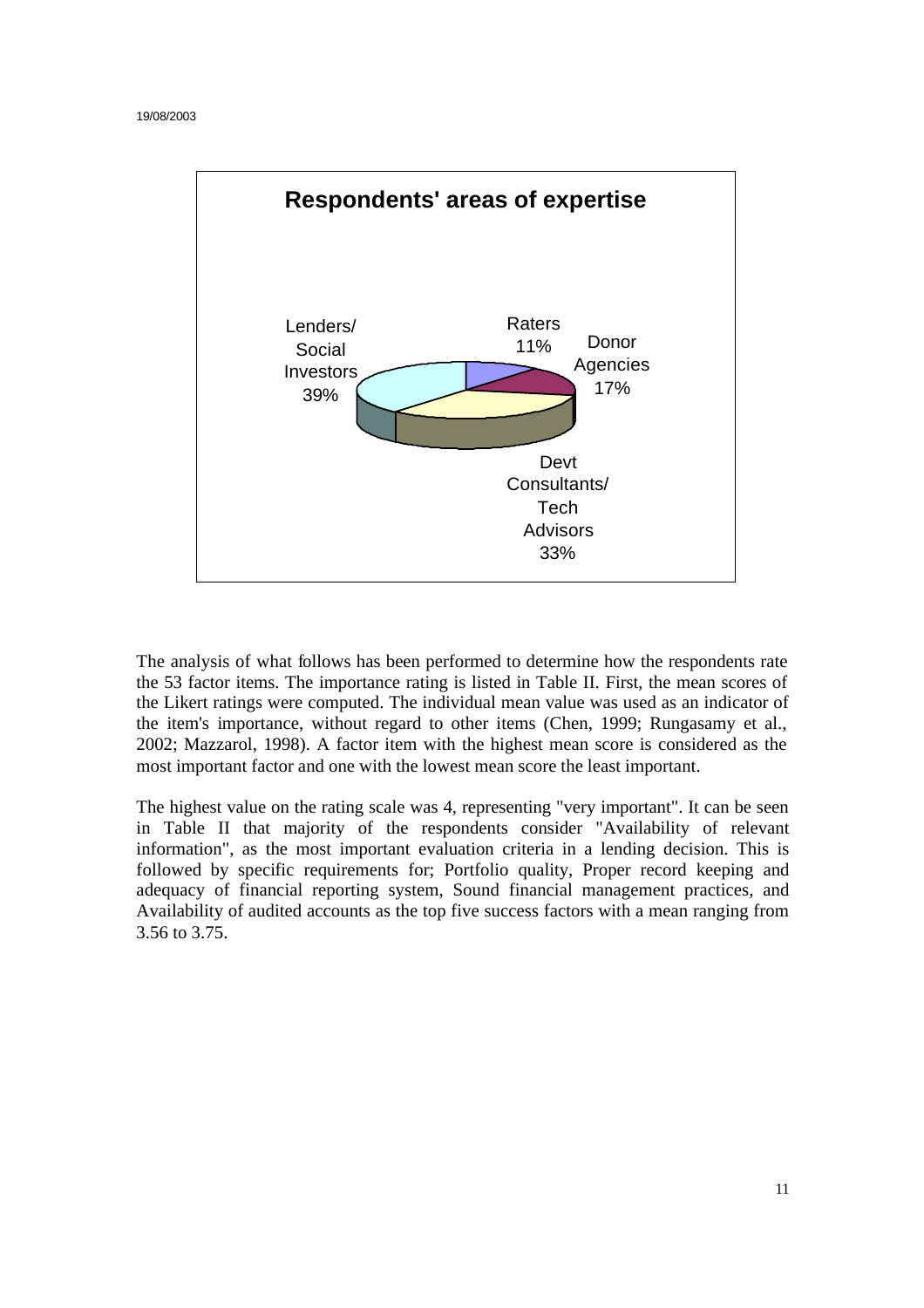**Respondents' areas of expertise**

- Lenders/ Social Investors 39%
- Raters 11%
- Donor Agencies 17%
- Devt Consultants/ Tech Advisors 33%

The analysis of what follows has been performed to determine how the respondents rate the 53 factor items. The importance rating is listed in Table II. First, the mean scores of the Likert ratings were computed. The individual mean value was used as an indicator of the item's importance, without regard to other items (Chen, 1999; Rungasamy et al., 2002; Mazzarol, 1998). A factor item with the highest mean score is considered as the most important factor and one with the lowest mean score the least important.

The highest value on the rating scale was 4, representing "very important". It can be seen in Table II that majority of the respondents consider "Availability of relevant information", as the most important evaluation criteria in a lending decision. This is followed by specific requirements for; Portfolio quality, Proper record keeping and adequacy of financial reporting system, Sound financial management practices, and Availability of audited accounts as the top five success factors with a mean ranging from 3.56 to 3.75.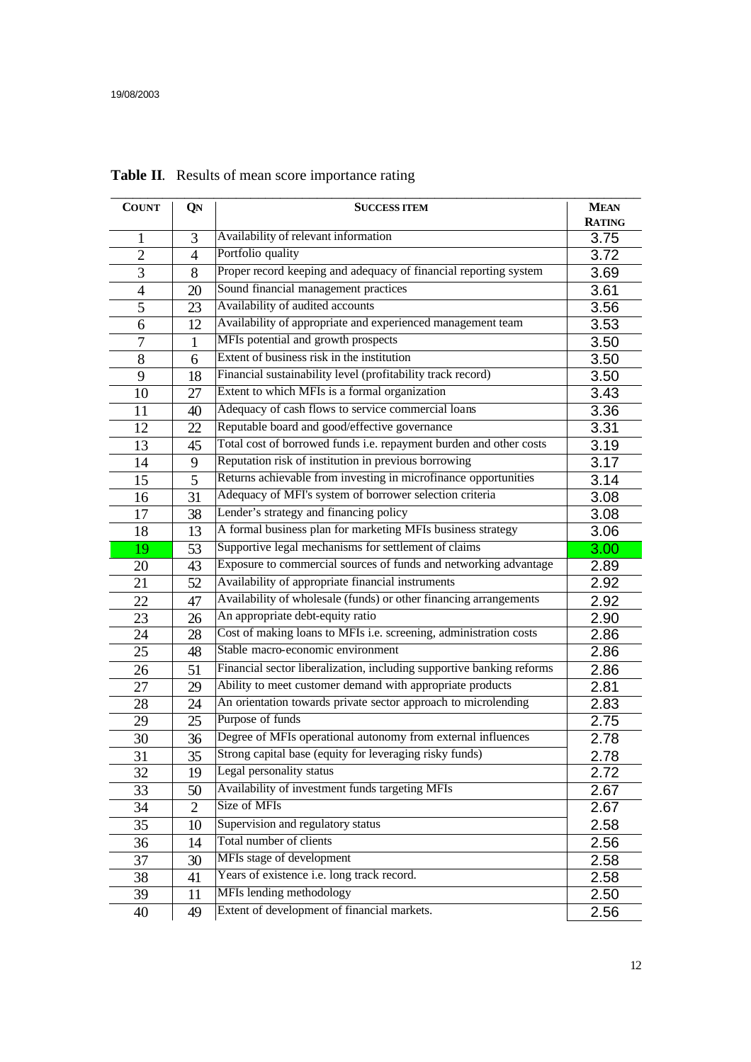**Table II**. Results of mean score importance rating

| COUNT | QN | SUCCESS ITEM | MEAN RATING |
|---|---|---|---|
| 1 | 3 | Availability of relevant information | 3.75 |
| 2 | 4 | Portfolio quality | 3.72 |
| 3 | 8 | Proper record keeping and adequacy of financial reporting system | 3.69 |
| 4 | 20 | Sound financial management practices | 3.61 |
| 5 | 23 | Availability of audited accounts | 3.56 |
| 6 | 12 | Availability of appropriate and experienced management team | 3.53 |
| 7 | 1 | MFIs potential and growth prospects | 3.50 |
| 8 | 6 | Extent of business risk in the institution | 3.50 |
| 9 | 18 | Financial sustainability level (profitability track record) | 3.50 |
| 10 | 27 | Extent to which MFIs is a formal organization | 3.43 |
| 11 | 40 | Adequacy of cash flows to service commercial loans | 3.36 |
| 12 | 22 | Reputable board and good/effective governance | 3.31 |
| 13 | 45 | Total cost of borrowed funds i.e. repayment burden and other costs | 3.19 |
| 14 | 9 | Reputation risk of institution in previous borrowing | 3.17 |
| 15 | 5 | Returns achievable from investing in microfinance opportunities | 3.14 |
| 16 | 31 | Adequacy of MFI's system of borrower selection criteria | 3.08 |
| 17 | 38 | Lender's strategy and financing policy | 3.08 |
| 18 | 13 | A formal business plan for marketing MFIs business strategy | 3.06 |
| 19 | 53 | Supportive legal mechanisms for settlement of claims | 3.00 |
| 20 | 43 | Exposure to commercial sources of funds and networking advantage | 2.89 |
| 21 | 52 | Availability of appropriate financial instruments | 2.92 |
| 22 | 47 | Availability of wholesale (funds) or other financing arrangements | 2.92 |
| 23 | 26 | An appropriate debt-equity ratio | 2.90 |
| 24 | 28 | Cost of making loans to MFIs i.e. screening, administration costs | 2.86 |
| 25 | 48 | Stable macro-economic environment | 2.86 |
| 26 | 51 | Financial sector liberalization, including supportive banking reforms | 2.86 |
| 27 | 29 | Ability to meet customer demand with appropriate products | 2.81 |
| 28 | 24 | An orientation towards private sector approach to microlending | 2.83 |
| 29 | 25 | Purpose of funds | 2.75 |
| 30 | 36 | Degree of MFIs operational autonomy from external influences | 2.78 |
| 31 | 35 | Strong capital base (equity for leveraging risky funds) | 2.78 |
| 32 | 19 | Legal personality status | 2.72 |
| 33 | 50 | Availability of investment funds targeting MFIs | 2.67 |
| 34 | 2 | Size of MFIs | 2.67 |
| 35 | 10 | Supervision and regulatory status | 2.58 |
| 36 | 14 | Total number of clients | 2.56 |
| 37 | 30 | MFIs stage of development | 2.58 |
| 38 | 41 | Years of existence i.e. long track record. | 2.58 |
| 39 | 11 | MFIs lending methodology | 2.50 |
| 40 | 49 | Extent of development of financial markets. | 2.56 |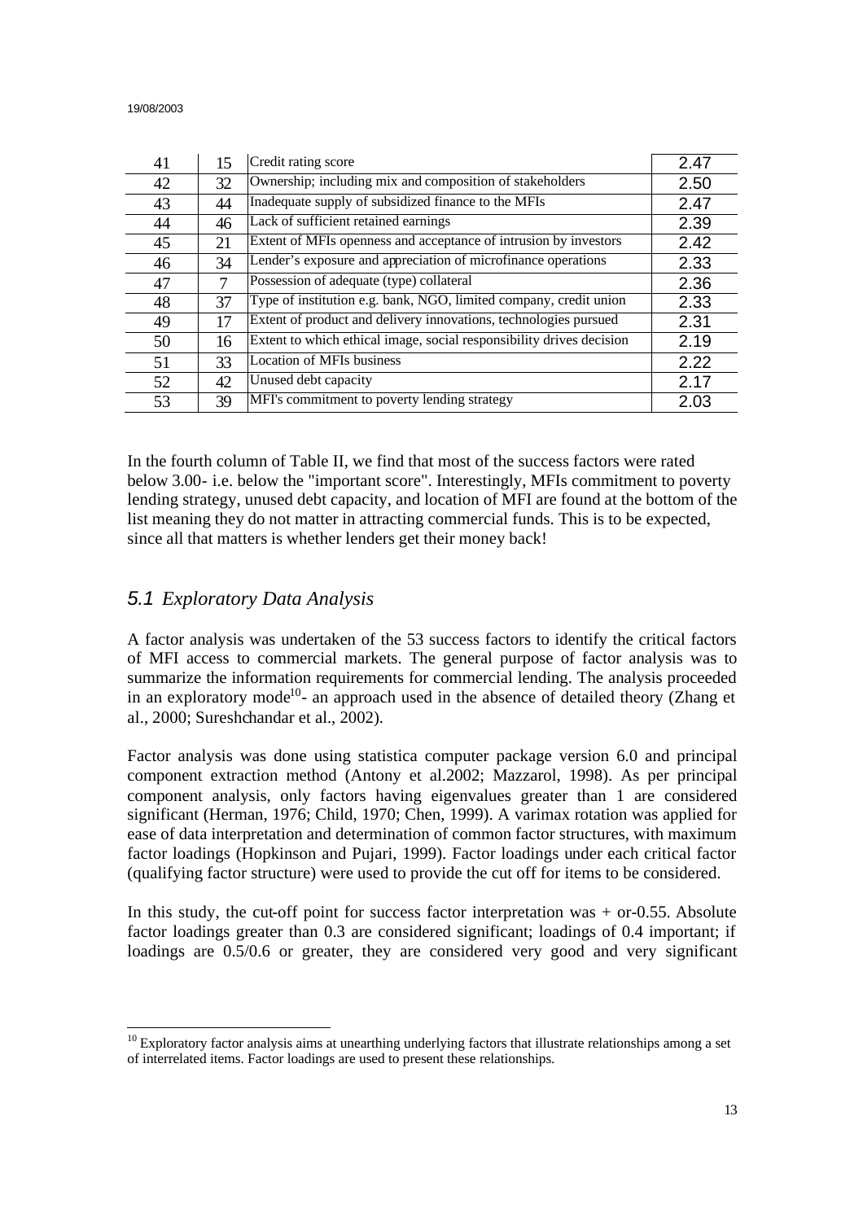| 41 | 15 | Credit rating score | 2.47 |
|---|---|---|---|
| 42 | 32 | Ownership; including mix and composition of stakeholders | 2.50 |
| 43 | 44 | Inadequate supply of subsidized finance to the MFIs | 2.47 |
| 44 | 46 | Lack of sufficient retained earnings | 2.39 |
| 45 | 21 | Extent of MFIs openness and acceptance of intrusion by investors | 2.42 |
| 46 | 34 | Lender's exposure and appreciation of microfinance operations | 2.33 |
| 47 | 7 | Possession of adequate (type) collateral | 2.36 |
| 48 | 37 | Type of institution e.g. bank, NGO, limited company, credit union | 2.33 |
| 49 | 17 | Extent of product and delivery innovations, technologies pursued | 2.31 |
| 50 | 16 | Extent to which ethical image, social responsibility drives decision | 2.19 |
| 51 | 33 | Location of MFIs business | 2.22 |
| 52 | 42 | Unused debt capacity | 2.17 |
| 53 | 39 | MFI's commitment to poverty lending strategy | 2.03 |

In the fourth column of Table II, we find that most of the success factors were rated below 3.00- i.e. below the "important score". Interestingly, MFIs commitment to poverty lending strategy, unused debt capacity, and location of MFI are found at the bottom of the list meaning they do not matter in attracting commercial funds. This is to be expected, since all that matters is whether lenders get their money back!

## *5.1 Exploratory Data Analysis*

A factor analysis was undertaken of the 53 success factors to identify the critical factors of MFI access to commercial markets. The general purpose of factor analysis was to summarize the information requirements for commercial lending. The analysis proceeded in an exploratory mode[10]- an approach used in the absence of detailed theory (Zhang et al., 2000; Sureshchandar et al., 2002).

Factor analysis was done using statistica computer package version 6.0 and principal component extraction method (Antony et al.2002; Mazzarol, 1998). As per principal component analysis, only factors having eigenvalues greater than 1 are considered significant (Herman, 1976; Child, 1970; Chen, 1999). A varimax rotation was applied for ease of data interpretation and determination of common factor structures, with maximum factor loadings (Hopkinson and Pujari, 1999). Factor loadings under each critical factor (qualifying factor structure) were used to provide the cut off for items to be considered.

In this study, the cut-off point for success factor interpretation was + or-0.55. Absolute factor loadings greater than 0.3 are considered significant; loadings of 0.4 important; if loadings are 0.5/0.6 or greater, they are considered very good and very significant

[10] Exploratory factor analysis aims at unearthing underlying factors that illustrate relationships among a set of interrelated items. Factor loadings are used to present these relationships.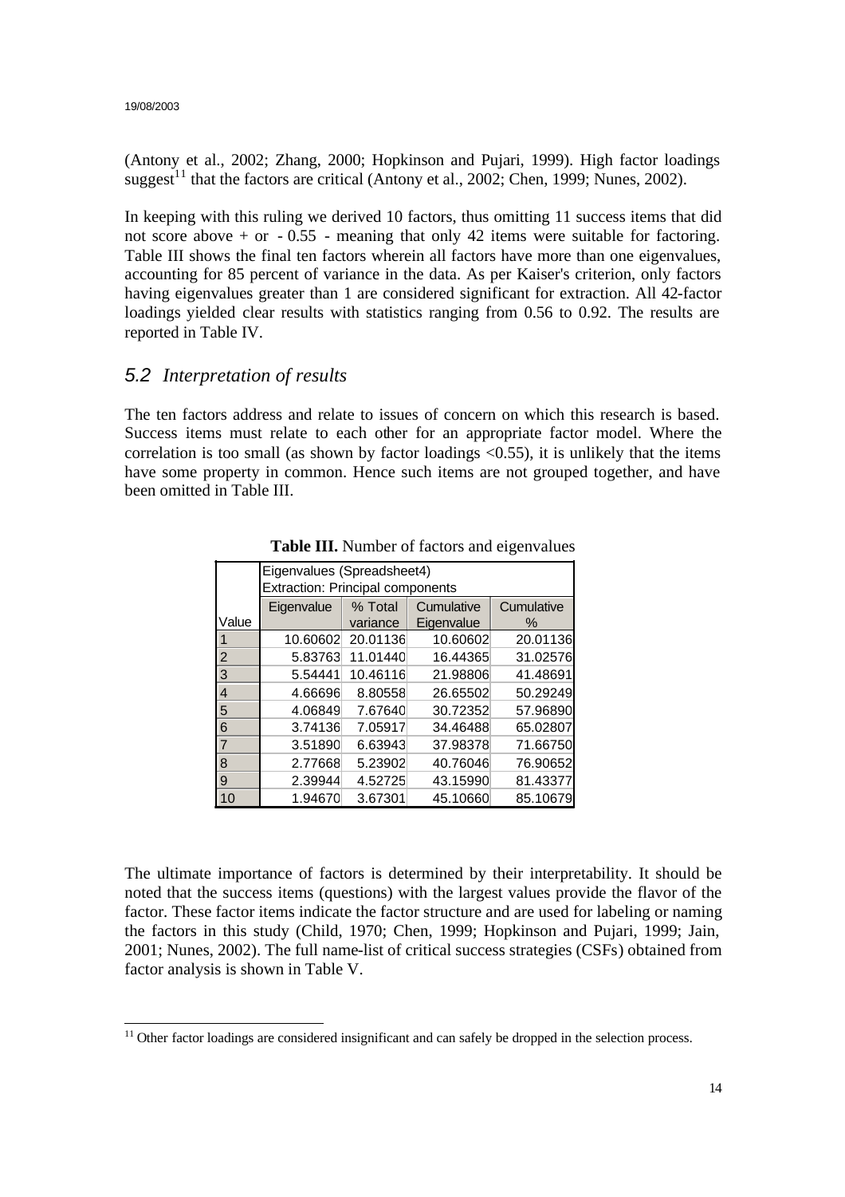(Antony et al., 2002; Zhang, 2000; Hopkinson and Pujari, 1999). High factor loadings suggest[11] that the factors are critical (Antony et al., 2002; Chen, 1999; Nunes, 2002).

In keeping with this ruling we derived 10 factors, thus omitting 11 success items that did not score above + or - 0.55 - meaning that only 42 items were suitable for factoring. Table III shows the final ten factors wherein all factors have more than one eigenvalues, accounting for 85 percent of variance in the data. As per Kaiser's criterion, only factors having eigenvalues greater than 1 are considered significant for extraction. All 42-factor loadings yielded clear results with statistics ranging from 0.56 to 0.92. The results are reported in Table IV.

## 5.2 *Interpretation of results*

The ten factors address and relate to issues of concern on which this research is based. Success items must relate to each other for an appropriate factor model. Where the correlation is too small (as shown by factor loadings <0.55), it is unlikely that the items have some property in common. Hence such items are not grouped together, and have been omitted in Table III.

**Table III.** Number of factors and eigenvalues

| | Eigenvalues (Spreadsheet4) Extraction: Principal components | | | |
|---|---|---|---|---|
| Value | Eigenvalue | % Total variance | Cumulative Eigenvalue | Cumulative % |
| 1 | 10.60602 | 20.01136 | 10.60602 | 20.01136 |
| 2 | 5.83763 | 11.01440 | 16.44365 | 31.02576 |
| 3 | 5.54441 | 10.46116 | 21.98806 | 41.48691 |
| 4 | 4.66696 | 8.80558 | 26.65502 | 50.29249 |
| 5 | 4.06849 | 7.67640 | 30.72352 | 57.96890 |
| 6 | 3.74136 | 7.05917 | 34.46488 | 65.02807 |
| 7 | 3.51890 | 6.63943 | 37.98378 | 71.66750 |
| 8 | 2.77668 | 5.23902 | 40.76046 | 76.90652 |
| 9 | 2.39944 | 4.52725 | 43.15990 | 81.43377 |
| 10 | 1.94670 | 3.67301 | 45.10660 | 85.10679 |

The ultimate importance of factors is determined by their interpretability. It should be noted that the success items (questions) with the largest values provide the flavor of the factor. These factor items indicate the factor structure and are used for labeling or naming the factors in this study (Child, 1970; Chen, 1999; Hopkinson and Pujari, 1999; Jain, 2001; Nunes, 2002). The full name-list of critical success strategies (CSFs) obtained from factor analysis is shown in Table V.

[11] Other factor loadings are considered insignificant and can safely be dropped in the selection process.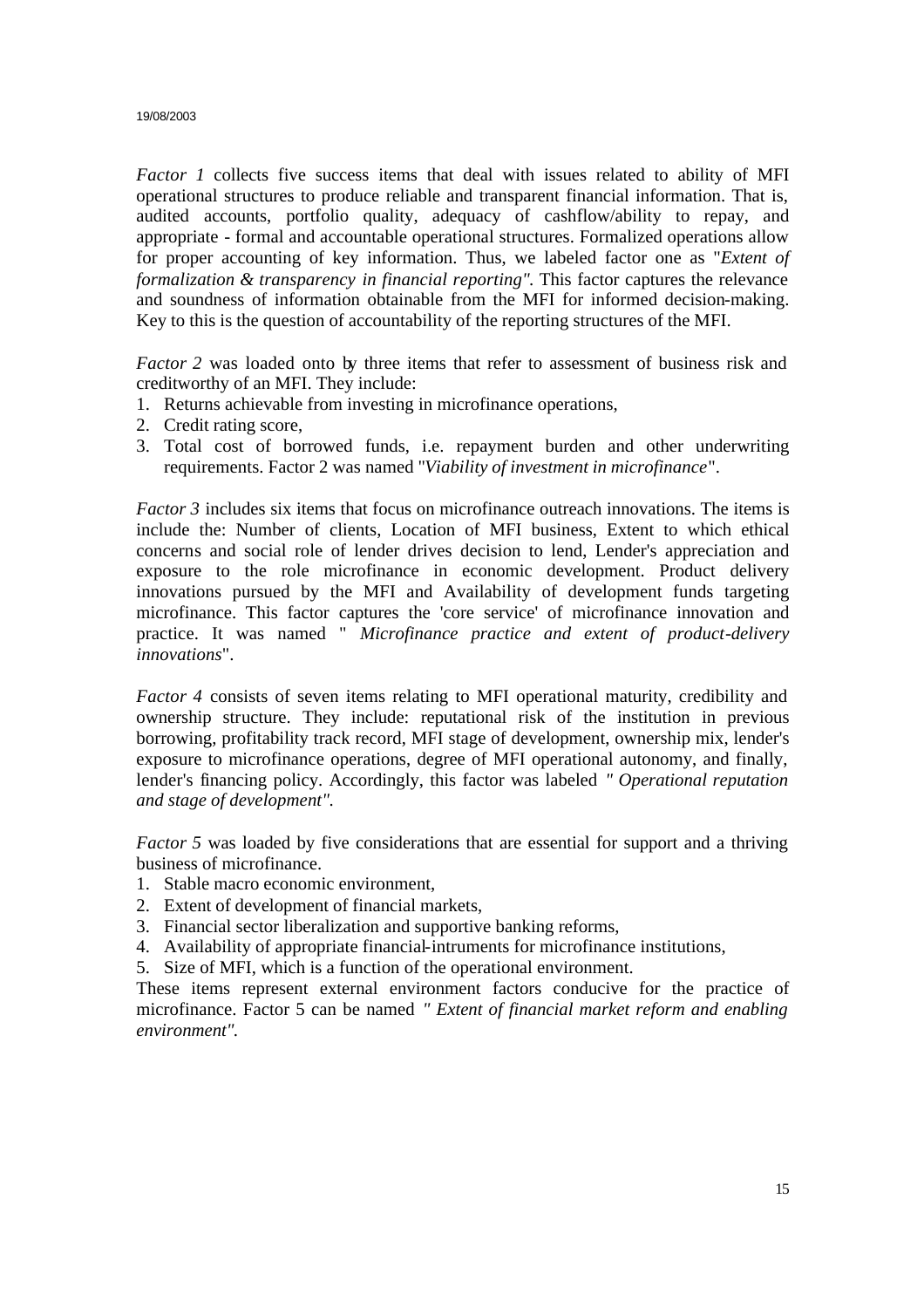*Factor 1* collects five success items that deal with issues related to ability of MFI operational structures to produce reliable and transparent financial information. That is, audited accounts, portfolio quality, adequacy of cashflow/ability to repay, and appropriate - formal and accountable operational structures. Formalized operations allow for proper accounting of key information. Thus, we labeled factor one as "*Extent of formalization & transparency in financial reporting"*. This factor captures the relevance and soundness of information obtainable from the MFI for informed decision-making. Key to this is the question of accountability of the reporting structures of the MFI.

*Factor 2* was loaded onto by three items that refer to assessment of business risk and creditworthy of an MFI. They include:

1. Returns achievable from investing in microfinance operations,
2. Credit rating score,
3. Total cost of borrowed funds, i.e. repayment burden and other underwriting requirements. Factor 2 was named "*Viability of investment in microfinance*".

*Factor 3* includes six items that focus on microfinance outreach innovations. The items is include the: Number of clients, Location of MFI business, Extent to which ethical concerns and social role of lender drives decision to lend, Lender's appreciation and exposure to the role microfinance in economic development. Product delivery innovations pursued by the MFI and Availability of development funds targeting microfinance. This factor captures the 'core service' of microfinance innovation and practice. It was named " *Microfinance practice and extent of product-delivery innovations*".

*Factor 4* consists of seven items relating to MFI operational maturity, credibility and ownership structure. They include: reputational risk of the institution in previous borrowing, profitability track record, MFI stage of development, ownership mix, lender's exposure to microfinance operations, degree of MFI operational autonomy, and finally, lender's financing policy. Accordingly, this factor was labeled *" Operational reputation and stage of development".*

*Factor 5* was loaded by five considerations that are essential for support and a thriving business of microfinance.

1. Stable macro economic environment,
2. Extent of development of financial markets,
3. Financial sector liberalization and supportive banking reforms,
4. Availability of appropriate financial-intruments for microfinance institutions,
5. Size of MFI, which is a function of the operational environment.

These items represent external environment factors conducive for the practice of microfinance. Factor 5 can be named *" Extent of financial market reform and enabling environment".*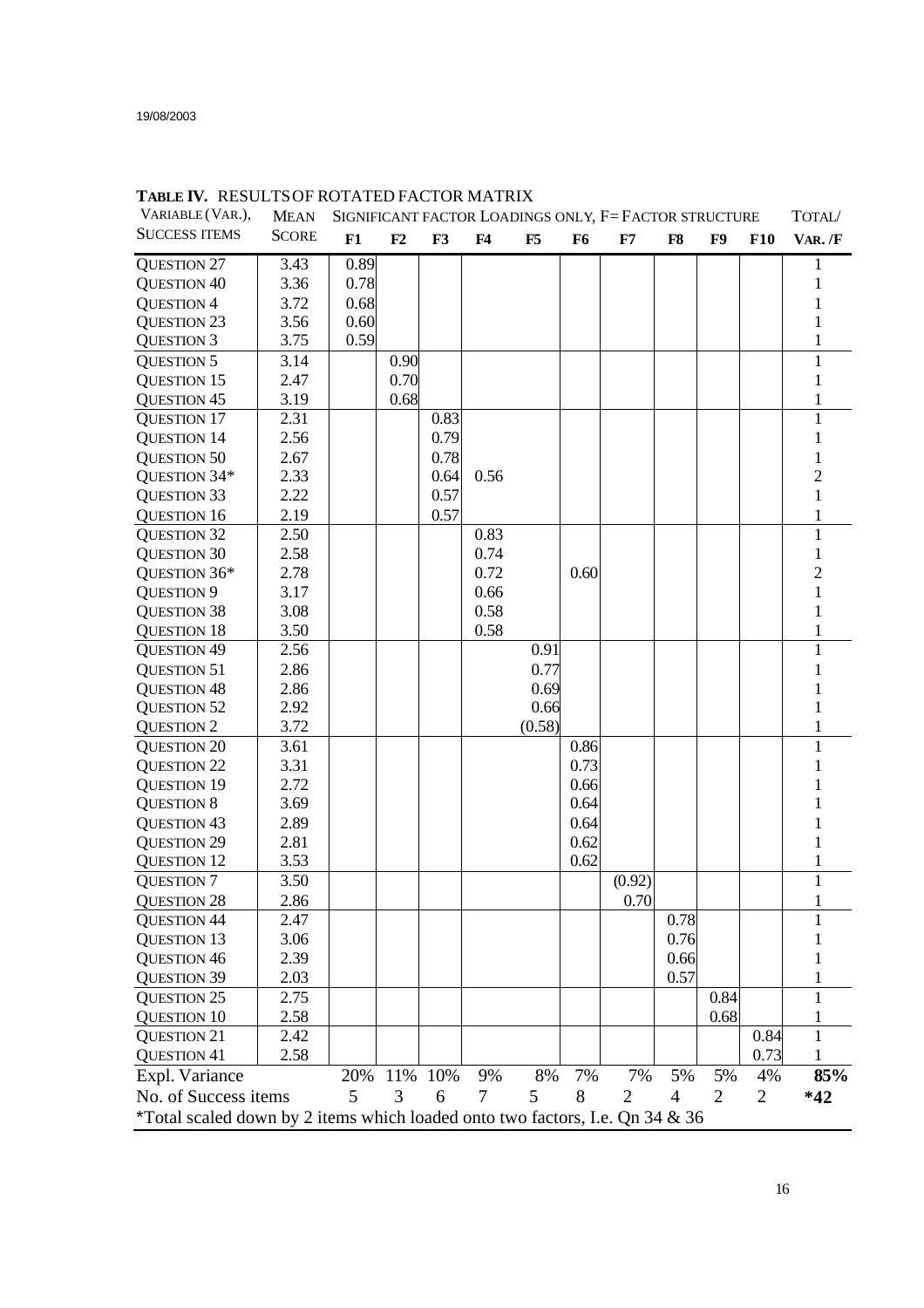**TABLE IV.** RESULTS OF ROTATED FACTOR MATRIX

| VARIABLE (VAR.), SUCCESS ITEMS | MEAN SCORE | SIGNIFICANT FACTOR LOADINGS ONLY, F= FACTOR STRUCTURE | | | | | | | | | | TOTAL/ VAR. /F |
|---|---|---|---|---|---|---|---|---|---|---|---|---|
| | | F1 | F2 | F3 | F4 | F5 | F6 | F7 | F8 | F9 | F10 | |
| QUESTION 27 | 3.43 | 0.89 | | | | | | | | | | 1 |
| QUESTION 40 | 3.36 | 0.78 | | | | | | | | | | 1 |
| QUESTION 4 | 3.72 | 0.68 | | | | | | | | | | 1 |
| QUESTION 23 | 3.56 | 0.60 | | | | | | | | | | 1 |
| QUESTION 3 | 3.75 | 0.59 | | | | | | | | | | 1 |
| QUESTION 5 | 3.14 | | 0.90 | | | | | | | | | 1 |
| QUESTION 15 | 2.47 | | 0.70 | | | | | | | | | 1 |
| QUESTION 45 | 3.19 | | 0.68 | | | | | | | | | 1 |
| QUESTION 17 | 2.31 | | | 0.83 | | | | | | | | 1 |
| QUESTION 14 | 2.56 | | | 0.79 | | | | | | | | 1 |
| QUESTION 50 | 2.67 | | | 0.78 | | | | | | | | 1 |
| QUESTION 34* | 2.33 | | | 0.64 | 0.56 | | | | | | | 2 |
| QUESTION 33 | 2.22 | | | 0.57 | | | | | | | | 1 |
| QUESTION 16 | 2.19 | | | 0.57 | | | | | | | | 1 |
| QUESTION 32 | 2.50 | | | | 0.83 | | | | | | | 1 |
| QUESTION 30 | 2.58 | | | | 0.74 | | | | | | | 1 |
| QUESTION 36* | 2.78 | | | | 0.72 | | 0.60 | | | | | 2 |
| QUESTION 9 | 3.17 | | | | 0.66 | | | | | | | 1 |
| QUESTION 38 | 3.08 | | | | 0.58 | | | | | | | 1 |
| QUESTION 18 | 3.50 | | | | 0.58 | | | | | | | 1 |
| QUESTION 49 | 2.56 | | | | | 0.91 | | | | | | 1 |
| QUESTION 51 | 2.86 | | | | | 0.77 | | | | | | 1 |
| QUESTION 48 | 2.86 | | | | | 0.69 | | | | | | 1 |
| QUESTION 52 | 2.92 | | | | | 0.66 | | | | | | 1 |
| QUESTION 2 | 3.72 | | | | | (0.58) | | | | | | 1 |
| QUESTION 20 | 3.61 | | | | | | 0.86 | | | | | 1 |
| QUESTION 22 | 3.31 | | | | | | 0.73 | | | | | 1 |
| QUESTION 19 | 2.72 | | | | | | 0.66 | | | | | 1 |
| QUESTION 8 | 3.69 | | | | | | 0.64 | | | | | 1 |
| QUESTION 43 | 2.89 | | | | | | 0.64 | | | | | 1 |
| QUESTION 29 | 2.81 | | | | | | 0.62 | | | | | 1 |
| QUESTION 12 | 3.53 | | | | | | 0.62 | | | | | 1 |
| QUESTION 7 | 3.50 | | | | | | | (0.92) | | | | 1 |
| QUESTION 28 | 2.86 | | | | | | | 0.70 | | | | 1 |
| QUESTION 44 | 2.47 | | | | | | | | 0.78 | | | 1 |
| QUESTION 13 | 3.06 | | | | | | | | 0.76 | | | 1 |
| QUESTION 46 | 2.39 | | | | | | | | 0.66 | | | 1 |
| QUESTION 39 | 2.03 | | | | | | | | 0.57 | | | 1 |
| QUESTION 25 | 2.75 | | | | | | | | | 0.84 | | 1 |
| QUESTION 10 | 2.58 | | | | | | | | | 0.68 | | 1 |
| QUESTION 21 | 2.42 | | | | | | | | | | 0.84 | 1 |
| QUESTION 41 | 2.58 | | | | | | | | | | 0.73 | 1 |
| Expl. Variance | | 20% | 11% | 10% | 9% | 8% | 7% | 7% | 5% | 5% | 4% | **85%** |
| No. of Success items | | 5 | 3 | 6 | 7 | 5 | 8 | 2 | 4 | 2 | 2 | ***42** |

*Total scaled down by 2 items which loaded onto two factors, I.e. Qn 34 & 36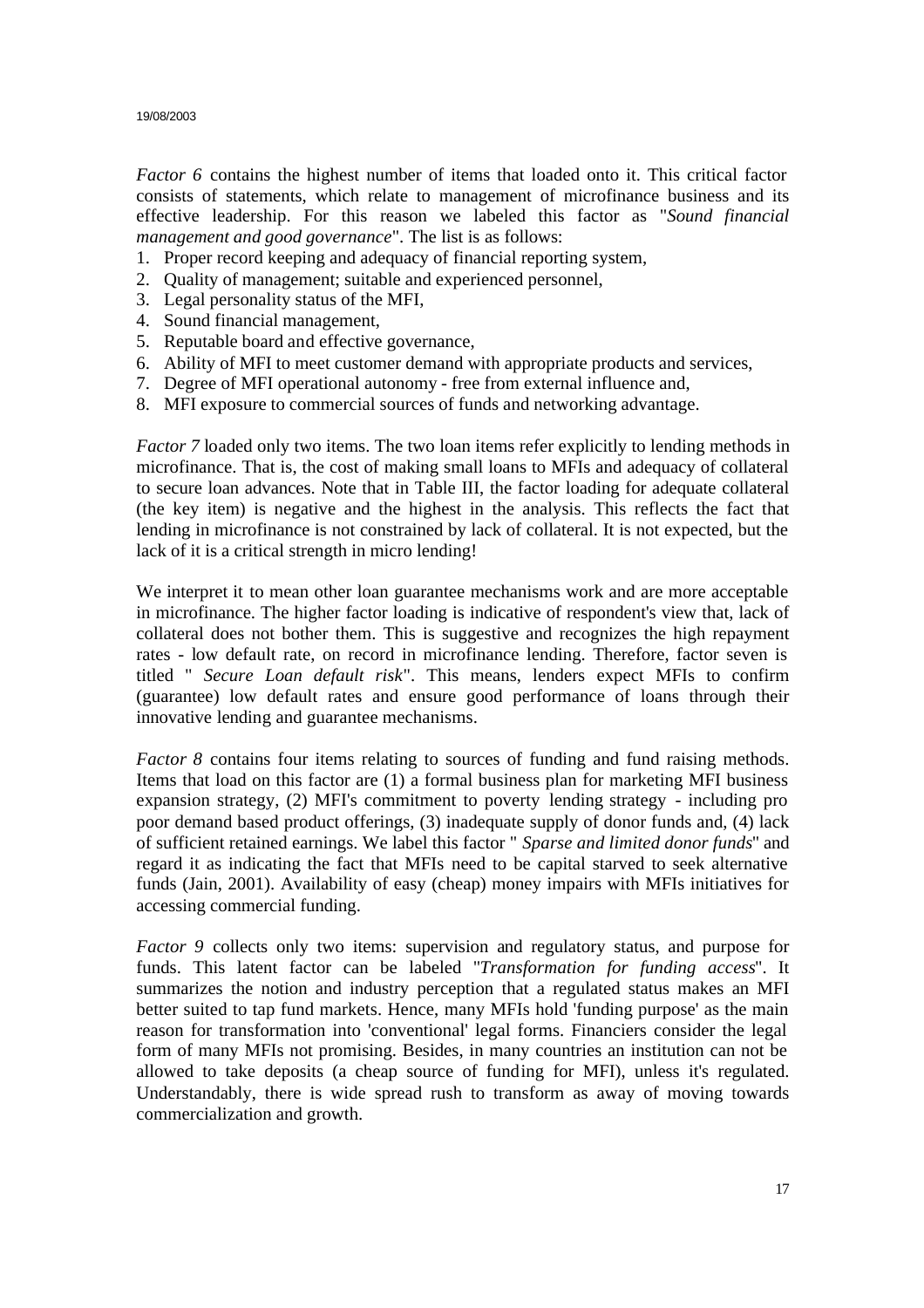*Factor 6* contains the highest number of items that loaded onto it. This critical factor consists of statements, which relate to management of microfinance business and its effective leadership. For this reason we labeled this factor as "*Sound financial management and good governance*". The list is as follows:

1. Proper record keeping and adequacy of financial reporting system,
2. Quality of management; suitable and experienced personnel,
3. Legal personality status of the MFI,
4. Sound financial management,
5. Reputable board and effective governance,
6. Ability of MFI to meet customer demand with appropriate products and services,
7. Degree of MFI operational autonomy - free from external influence and,
8. MFI exposure to commercial sources of funds and networking advantage.

*Factor 7* loaded only two items. The two loan items refer explicitly to lending methods in microfinance. That is, the cost of making small loans to MFIs and adequacy of collateral to secure loan advances. Note that in Table III, the factor loading for adequate collateral (the key item) is negative and the highest in the analysis. This reflects the fact that lending in microfinance is not constrained by lack of collateral. It is not expected, but the lack of it is a critical strength in micro lending!

We interpret it to mean other loan guarantee mechanisms work and are more acceptable in microfinance. The higher factor loading is indicative of respondent's view that, lack of collateral does not bother them. This is suggestive and recognizes the high repayment rates - low default rate, on record in microfinance lending. Therefore, factor seven is titled " *Secure Loan default risk*". This means, lenders expect MFIs to confirm (guarantee) low default rates and ensure good performance of loans through their innovative lending and guarantee mechanisms.

*Factor 8* contains four items relating to sources of funding and fund raising methods. Items that load on this factor are (1) a formal business plan for marketing MFI business expansion strategy, (2) MFI's commitment to poverty lending strategy - including pro poor demand based product offerings, (3) inadequate supply of donor funds and, (4) lack of sufficient retained earnings. We label this factor " *Sparse and limited donor funds*" and regard it as indicating the fact that MFIs need to be capital starved to seek alternative funds (Jain, 2001). Availability of easy (cheap) money impairs with MFIs initiatives for accessing commercial funding.

*Factor 9* collects only two items: supervision and regulatory status, and purpose for funds. This latent factor can be labeled "*Transformation for funding access*". It summarizes the notion and industry perception that a regulated status makes an MFI better suited to tap fund markets. Hence, many MFIs hold 'funding purpose' as the main reason for transformation into 'conventional' legal forms. Financiers consider the legal form of many MFIs not promising. Besides, in many countries an institution can not be allowed to take deposits (a cheap source of funding for MFI), unless it's regulated. Understandably, there is wide spread rush to transform as away of moving towards commercialization and growth.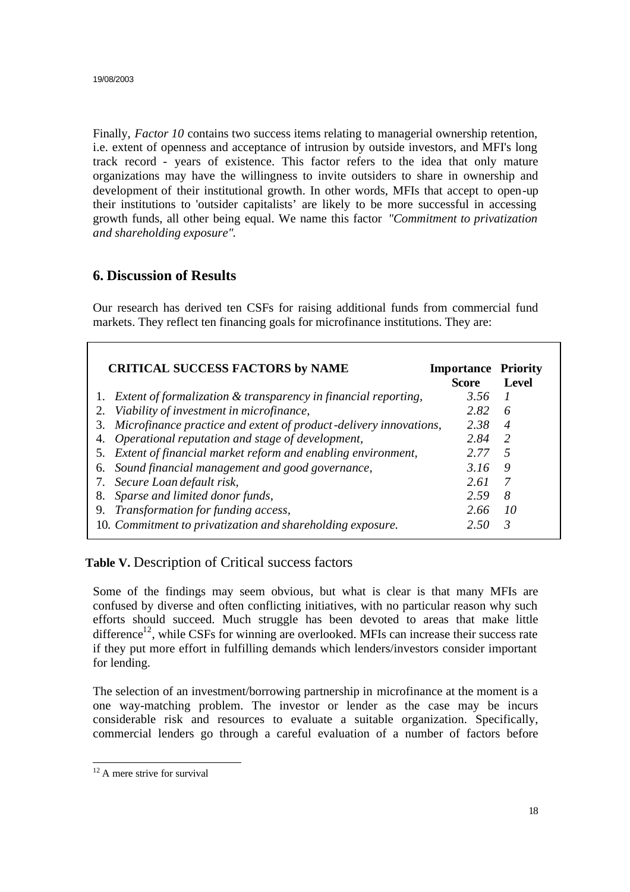Finally, *Factor 10* contains two success items relating to managerial ownership retention, i.e. extent of openness and acceptance of intrusion by outside investors, and MFI's long track record - years of existence. This factor refers to the idea that only mature organizations may have the willingness to invite outsiders to share in ownership and development of their institutional growth. In other words, MFIs that accept to open-up their institutions to 'outsider capitalists' are likely to be more successful in accessing growth funds, all other being equal. We name this factor *"Commitment to privatization and shareholding exposure".*

## 6. Discussion of Results

Our research has derived ten CSFs for raising additional funds from commercial fund markets. They reflect ten financing goals for microfinance institutions. They are:

| CRITICAL SUCCESS FACTORS by NAME | Importance Score | Priority Level |
|---|---|---|
| 1. *Extent of formalization & transparency in financial reporting,* | *3.56* | *1* |
| 2. *Viability of investment in microfinance,* | *2.82* | *6* |
| 3. *Microfinance practice and extent of product-delivery innovations,* | *2.38* | *4* |
| 4. *Operational reputation and stage of development,* | *2.84* | *2* |
| 5. *Extent of financial market reform and enabling environment,* | *2.77* | *5* |
| 6. *Sound financial management and good governance,* | *3.16* | *9* |
| 7. *Secure Loan default risk,* | *2.61* | *7* |
| 8. *Sparse and limited donor funds,* | *2.59* | *8* |
| 9. *Transformation for funding access,* | *2.66* | *10* |
| 10. *Commitment to privatization and shareholding exposure.* | *2.50* | *3* |

**Table V.** Description of Critical success factors

Some of the findings may seem obvious, but what is clear is that many MFIs are confused by diverse and often conflicting initiatives, with no particular reason why such efforts should succeed. Much struggle has been devoted to areas that make little difference[12], while CSFs for winning are overlooked. MFIs can increase their success rate if they put more effort in fulfilling demands which lenders/investors consider important for lending.

The selection of an investment/borrowing partnership in microfinance at the moment is a one way-matching problem. The investor or lender as the case may be incurs considerable risk and resources to evaluate a suitable organization. Specifically, commercial lenders go through a careful evaluation of a number of factors before

[12] A mere strive for survival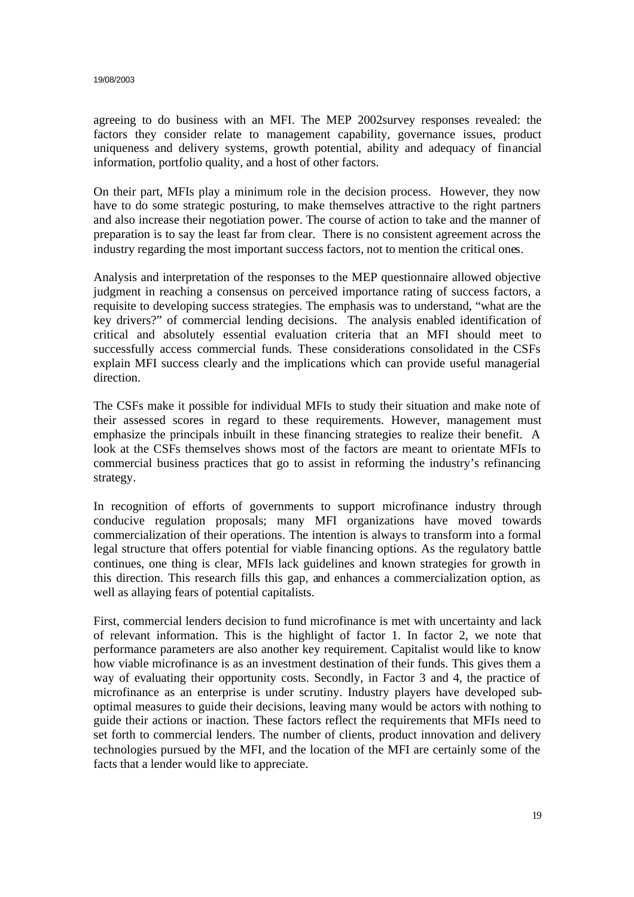agreeing to do business with an MFI. The MEP 2002survey responses revealed: the factors they consider relate to management capability, governance issues, product uniqueness and delivery systems, growth potential, ability and adequacy of financial information, portfolio quality, and a host of other factors.

On their part, MFIs play a minimum role in the decision process. However, they now have to do some strategic posturing, to make themselves attractive to the right partners and also increase their negotiation power. The course of action to take and the manner of preparation is to say the least far from clear. There is no consistent agreement across the industry regarding the most important success factors, not to mention the critical ones.

Analysis and interpretation of the responses to the MEP questionnaire allowed objective judgment in reaching a consensus on perceived importance rating of success factors, a requisite to developing success strategies. The emphasis was to understand, "what are the key drivers?" of commercial lending decisions. The analysis enabled identification of critical and absolutely essential evaluation criteria that an MFI should meet to successfully access commercial funds. These considerations consolidated in the CSFs explain MFI success clearly and the implications which can provide useful managerial direction.

The CSFs make it possible for individual MFIs to study their situation and make note of their assessed scores in regard to these requirements. However, management must emphasize the principals inbuilt in these financing strategies to realize their benefit. A look at the CSFs themselves shows most of the factors are meant to orientate MFIs to commercial business practices that go to assist in reforming the industry's refinancing strategy.

In recognition of efforts of governments to support microfinance industry through conducive regulation proposals; many MFI organizations have moved towards commercialization of their operations. The intention is always to transform into a formal legal structure that offers potential for viable financing options. As the regulatory battle continues, one thing is clear, MFIs lack guidelines and known strategies for growth in this direction. This research fills this gap, and enhances a commercialization option, as well as allaying fears of potential capitalists.

First, commercial lenders decision to fund microfinance is met with uncertainty and lack of relevant information. This is the highlight of factor 1. In factor 2, we note that performance parameters are also another key requirement. Capitalist would like to know how viable microfinance is as an investment destination of their funds. This gives them a way of evaluating their opportunity costs. Secondly, in Factor 3 and 4, the practice of microfinance as an enterprise is under scrutiny. Industry players have developed sub-optimal measures to guide their decisions, leaving many would be actors with nothing to guide their actions or inaction. These factors reflect the requirements that MFIs need to set forth to commercial lenders. The number of clients, product innovation and delivery technologies pursued by the MFI, and the location of the MFI are certainly some of the facts that a lender would like to appreciate.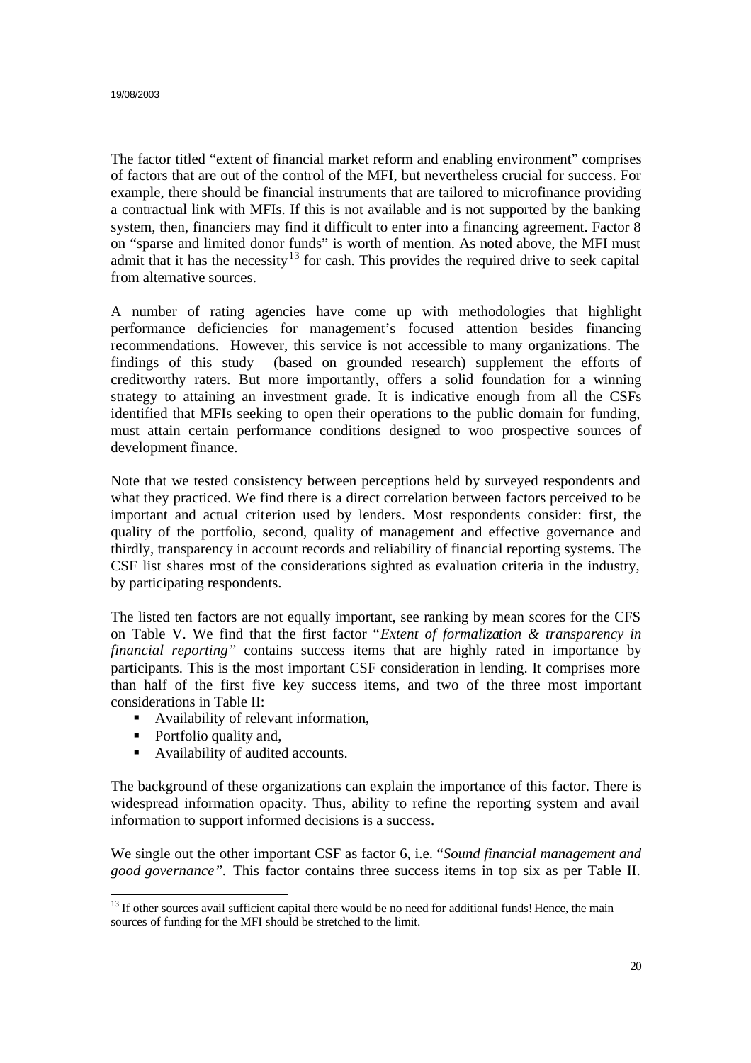The factor titled "extent of financial market reform and enabling environment" comprises of factors that are out of the control of the MFI, but nevertheless crucial for success. For example, there should be financial instruments that are tailored to microfinance providing a contractual link with MFIs. If this is not available and is not supported by the banking system, then, financiers may find it difficult to enter into a financing agreement. Factor 8 on "sparse and limited donor funds" is worth of mention. As noted above, the MFI must admit that it has the necessity[13] for cash. This provides the required drive to seek capital from alternative sources.

A number of rating agencies have come up with methodologies that highlight performance deficiencies for management's focused attention besides financing recommendations. However, this service is not accessible to many organizations. The findings of this study (based on grounded research) supplement the efforts of creditworthy raters. But more importantly, offers a solid foundation for a winning strategy to attaining an investment grade. It is indicative enough from all the CSFs identified that MFIs seeking to open their operations to the public domain for funding, must attain certain performance conditions designed to woo prospective sources of development finance.

Note that we tested consistency between perceptions held by surveyed respondents and what they practiced. We find there is a direct correlation between factors perceived to be important and actual criterion used by lenders. Most respondents consider: first, the quality of the portfolio, second, quality of management and effective governance and thirdly, transparency in account records and reliability of financial reporting systems. The CSF list shares most of the considerations sighted as evaluation criteria in the industry, by participating respondents.

The listed ten factors are not equally important, see ranking by mean scores for the CFS on Table V. We find that the first factor "*Extent of formalization & transparency in financial reporting*" contains success items that are highly rated in importance by participants. This is the most important CSF consideration in lending. It comprises more than half of the first five key success items, and two of the three most important considerations in Table II:

- Availability of relevant information,
- Portfolio quality and,
- Availability of audited accounts.

The background of these organizations can explain the importance of this factor. There is widespread information opacity. Thus, ability to refine the reporting system and avail information to support informed decisions is a success.

We single out the other important CSF as factor 6, i.e. "*Sound financial management and good governance*". This factor contains three success items in top six as per Table II.

[13] If other sources avail sufficient capital there would be no need for additional funds! Hence, the main sources of funding for the MFI should be stretched to the limit.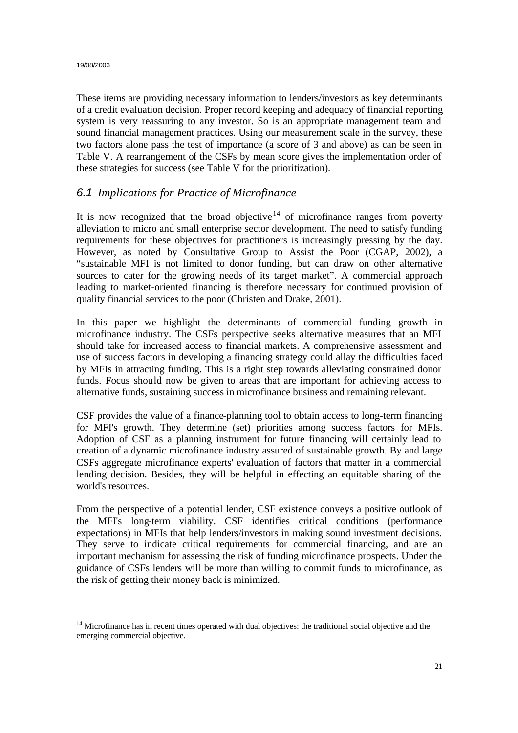These items are providing necessary information to lenders/investors as key determinants of a credit evaluation decision. Proper record keeping and adequacy of financial reporting system is very reassuring to any investor. So is an appropriate management team and sound financial management practices. Using our measurement scale in the survey, these two factors alone pass the test of importance (a score of 3 and above) as can be seen in Table V. A rearrangement of the CSFs by mean score gives the implementation order of these strategies for success (see Table V for the prioritization).

## *6.1 Implications for Practice of Microfinance*

It is now recognized that the broad objective[14] of microfinance ranges from poverty alleviation to micro and small enterprise sector development. The need to satisfy funding requirements for these objectives for practitioners is increasingly pressing by the day. However, as noted by Consultative Group to Assist the Poor (CGAP, 2002), a "sustainable MFI is not limited to donor funding, but can draw on other alternative sources to cater for the growing needs of its target market". A commercial approach leading to market-oriented financing is therefore necessary for continued provision of quality financial services to the poor (Christen and Drake, 2001).

In this paper we highlight the determinants of commercial funding growth in microfinance industry. The CSFs perspective seeks alternative measures that an MFI should take for increased access to financial markets. A comprehensive assessment and use of success factors in developing a financing strategy could allay the difficulties faced by MFIs in attracting funding. This is a right step towards alleviating constrained donor funds. Focus should now be given to areas that are important for achieving access to alternative funds, sustaining success in microfinance business and remaining relevant.

CSF provides the value of a finance-planning tool to obtain access to long-term financing for MFI's growth. They determine (set) priorities among success factors for MFIs. Adoption of CSF as a planning instrument for future financing will certainly lead to creation of a dynamic microfinance industry assured of sustainable growth. By and large CSFs aggregate microfinance experts' evaluation of factors that matter in a commercial lending decision. Besides, they will be helpful in effecting an equitable sharing of the world's resources.

From the perspective of a potential lender, CSF existence conveys a positive outlook of the MFI's long-term viability. CSF identifies critical conditions (performance expectations) in MFIs that help lenders/investors in making sound investment decisions. They serve to indicate critical requirements for commercial financing, and are an important mechanism for assessing the risk of funding microfinance prospects. Under the guidance of CSFs lenders will be more than willing to commit funds to microfinance, as the risk of getting their money back is minimized.

[14] Microfinance has in recent times operated with dual objectives: the traditional social objective and the emerging commercial objective.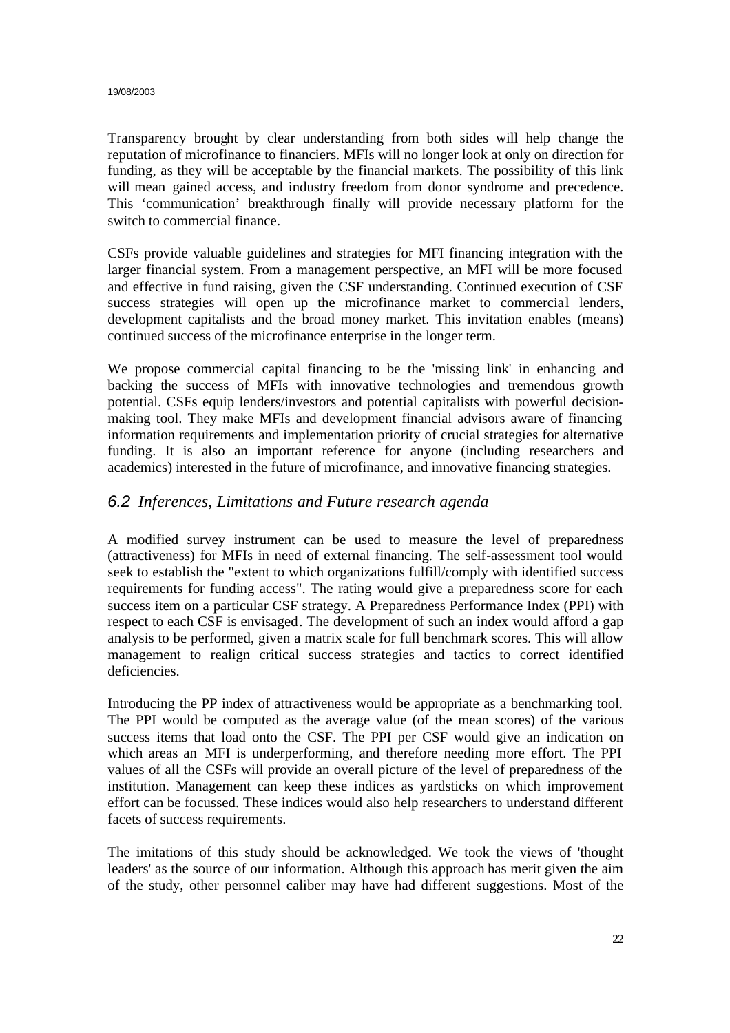Transparency brought by clear understanding from both sides will help change the reputation of microfinance to financiers. MFIs will no longer look at only on direction for funding, as they will be acceptable by the financial markets. The possibility of this link will mean gained access, and industry freedom from donor syndrome and precedence. This 'communication' breakthrough finally will provide necessary platform for the switch to commercial finance.

CSFs provide valuable guidelines and strategies for MFI financing integration with the larger financial system. From a management perspective, an MFI will be more focused and effective in fund raising, given the CSF understanding. Continued execution of CSF success strategies will open up the microfinance market to commercial lenders, development capitalists and the broad money market. This invitation enables (means) continued success of the microfinance enterprise in the longer term.

We propose commercial capital financing to be the 'missing link' in enhancing and backing the success of MFIs with innovative technologies and tremendous growth potential. CSFs equip lenders/investors and potential capitalists with powerful decision-making tool. They make MFIs and development financial advisors aware of financing information requirements and implementation priority of crucial strategies for alternative funding. It is also an important reference for anyone (including researchers and academics) interested in the future of microfinance, and innovative financing strategies.

## *6.2 Inferences, Limitations and Future research agenda*

A modified survey instrument can be used to measure the level of preparedness (attractiveness) for MFIs in need of external financing. The self-assessment tool would seek to establish the "extent to which organizations fulfill/comply with identified success requirements for funding access". The rating would give a preparedness score for each success item on a particular CSF strategy. A Preparedness Performance Index (PPI) with respect to each CSF is envisaged. The development of such an index would afford a gap analysis to be performed, given a matrix scale for full benchmark scores. This will allow management to realign critical success strategies and tactics to correct identified deficiencies.

Introducing the PP index of attractiveness would be appropriate as a benchmarking tool. The PPI would be computed as the average value (of the mean scores) of the various success items that load onto the CSF. The PPI per CSF would give an indication on which areas an MFI is underperforming, and therefore needing more effort. The PPI values of all the CSFs will provide an overall picture of the level of preparedness of the institution. Management can keep these indices as yardsticks on which improvement effort can be focussed. These indices would also help researchers to understand different facets of success requirements.

The imitations of this study should be acknowledged. We took the views of 'thought leaders' as the source of our information. Although this approach has merit given the aim of the study, other personnel caliber may have had different suggestions. Most of the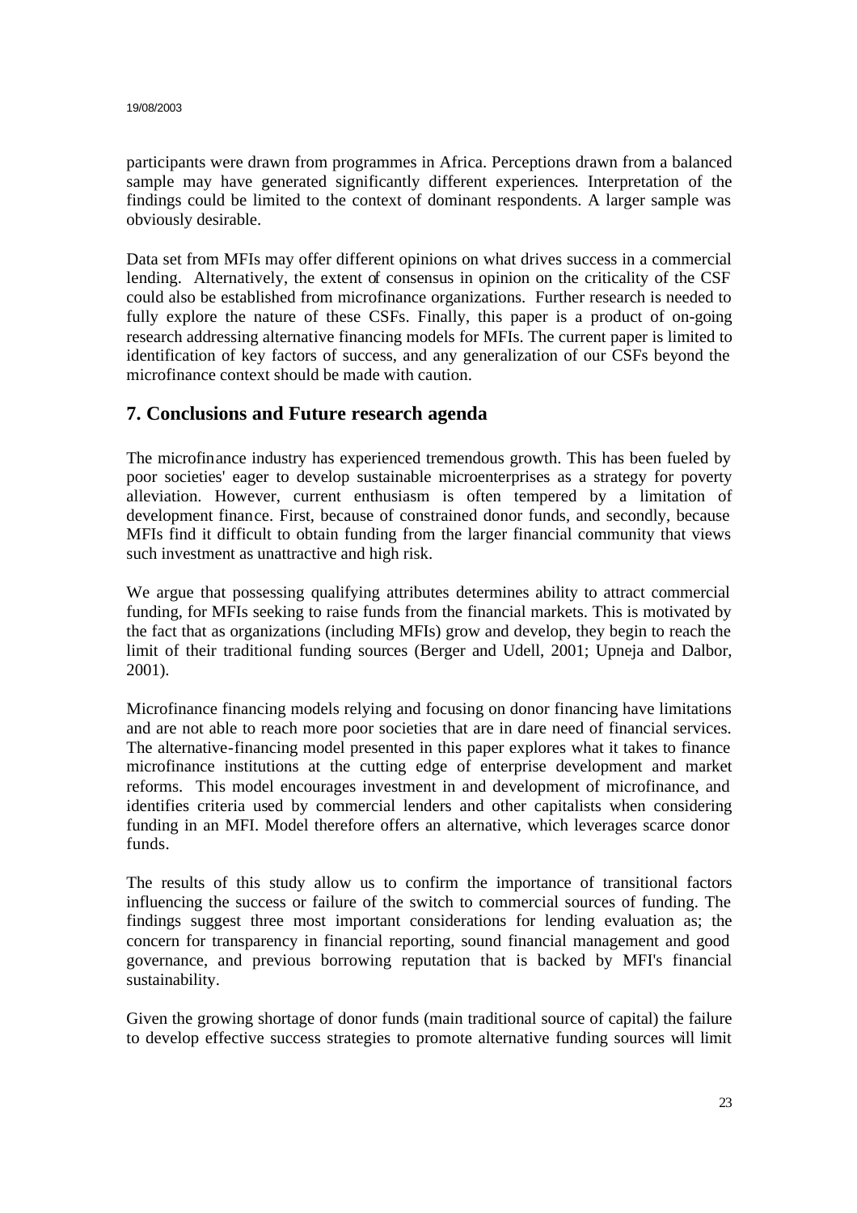participants were drawn from programmes in Africa. Perceptions drawn from a balanced sample may have generated significantly different experiences. Interpretation of the findings could be limited to the context of dominant respondents. A larger sample was obviously desirable.

Data set from MFIs may offer different opinions on what drives success in a commercial lending. Alternatively, the extent of consensus in opinion on the criticality of the CSF could also be established from microfinance organizations. Further research is needed to fully explore the nature of these CSFs. Finally, this paper is a product of on-going research addressing alternative financing models for MFIs. The current paper is limited to identification of key factors of success, and any generalization of our CSFs beyond the microfinance context should be made with caution.

## 7. Conclusions and Future research agenda

The microfinance industry has experienced tremendous growth. This has been fueled by poor societies' eager to develop sustainable microenterprises as a strategy for poverty alleviation. However, current enthusiasm is often tempered by a limitation of development finance. First, because of constrained donor funds, and secondly, because MFIs find it difficult to obtain funding from the larger financial community that views such investment as unattractive and high risk.

We argue that possessing qualifying attributes determines ability to attract commercial funding, for MFIs seeking to raise funds from the financial markets. This is motivated by the fact that as organizations (including MFIs) grow and develop, they begin to reach the limit of their traditional funding sources (Berger and Udell, 2001; Upneja and Dalbor, 2001).

Microfinance financing models relying and focusing on donor financing have limitations and are not able to reach more poor societies that are in dare need of financial services. The alternative-financing model presented in this paper explores what it takes to finance microfinance institutions at the cutting edge of enterprise development and market reforms. This model encourages investment in and development of microfinance, and identifies criteria used by commercial lenders and other capitalists when considering funding in an MFI. Model therefore offers an alternative, which leverages scarce donor funds.

The results of this study allow us to confirm the importance of transitional factors influencing the success or failure of the switch to commercial sources of funding. The findings suggest three most important considerations for lending evaluation as; the concern for transparency in financial reporting, sound financial management and good governance, and previous borrowing reputation that is backed by MFI's financial sustainability.

Given the growing shortage of donor funds (main traditional source of capital) the failure to develop effective success strategies to promote alternative funding sources will limit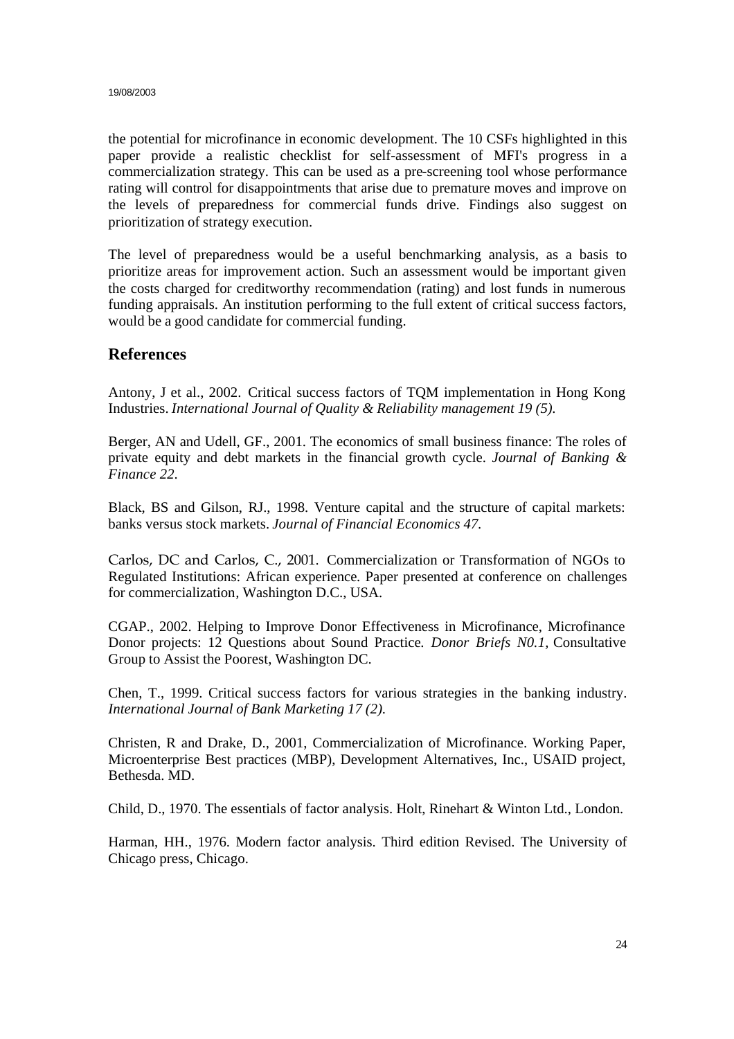the potential for microfinance in economic development. The 10 CSFs highlighted in this paper provide a realistic checklist for self-assessment of MFI's progress in a commercialization strategy. This can be used as a pre-screening tool whose performance rating will control for disappointments that arise due to premature moves and improve on the levels of preparedness for commercial funds drive. Findings also suggest on prioritization of strategy execution.

The level of preparedness would be a useful benchmarking analysis, as a basis to prioritize areas for improvement action. Such an assessment would be important given the costs charged for creditworthy recommendation (rating) and lost funds in numerous funding appraisals. An institution performing to the full extent of critical success factors, would be a good candidate for commercial funding.

## References

Antony, J et al., 2002. Critical success factors of TQM implementation in Hong Kong Industries. *International Journal of Quality & Reliability management 19 (5).*

Berger, AN and Udell, GF., 2001. The economics of small business finance: The roles of private equity and debt markets in the financial growth cycle. *Journal of Banking & Finance 22.*

Black, BS and Gilson, RJ., 1998. Venture capital and the structure of capital markets: banks versus stock markets. *Journal of Financial Economics 47.*

Carlos, DC and Carlos, C., 2001. Commercialization or Transformation of NGOs to Regulated Institutions: African experience. Paper presented at conference on challenges for commercialization, Washington D.C., USA.

CGAP., 2002. Helping to Improve Donor Effectiveness in Microfinance, Microfinance Donor projects: 12 Questions about Sound Practice. *Donor Briefs N0.1*, Consultative Group to Assist the Poorest, Washington DC.

Chen, T., 1999. Critical success factors for various strategies in the banking industry. *International Journal of Bank Marketing 17 (2).*

Christen, R and Drake, D., 2001, Commercialization of Microfinance. Working Paper, Microenterprise Best practices (MBP), Development Alternatives, Inc., USAID project, Bethesda. MD.

Child, D., 1970. The essentials of factor analysis. Holt, Rinehart & Winton Ltd., London.

Harman, HH., 1976. Modern factor analysis. Third edition Revised. The University of Chicago press, Chicago.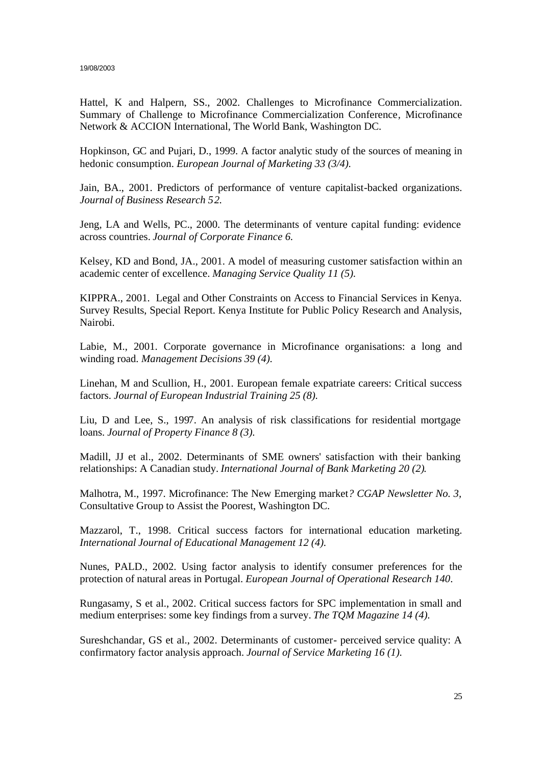Hattel, K and Halpern, SS., 2002. Challenges to Microfinance Commercialization. Summary of Challenge to Microfinance Commercialization Conference, Microfinance Network & ACCION International, The World Bank, Washington DC.

Hopkinson, GC and Pujari, D., 1999. A factor analytic study of the sources of meaning in hedonic consumption. *European Journal of Marketing 33 (3/4).*

Jain, BA., 2001. Predictors of performance of venture capitalist-backed organizations. *Journal of Business Research 52.*

Jeng, LA and Wells, PC., 2000. The determinants of venture capital funding: evidence across countries. *Journal of Corporate Finance 6.*

Kelsey, KD and Bond, JA., 2001. A model of measuring customer satisfaction within an academic center of excellence. *Managing Service Quality 11 (5).*

KIPPRA., 2001. Legal and Other Constraints on Access to Financial Services in Kenya. Survey Results, Special Report. Kenya Institute for Public Policy Research and Analysis, Nairobi.

Labie, M., 2001. Corporate governance in Microfinance organisations: a long and winding road. *Management Decisions 39 (4).*

Linehan, M and Scullion, H., 2001. European female expatriate careers: Critical success factors. *Journal of European Industrial Training 25 (8).*

Liu, D and Lee, S., 1997. An analysis of risk classifications for residential mortgage loans. *Journal of Property Finance 8 (3).*

Madill, JJ et al., 2002. Determinants of SME owners' satisfaction with their banking relationships: A Canadian study. *International Journal of Bank Marketing 20 (2).*

Malhotra, M., 1997. Microfinance: The New Emerging market*? CGAP Newsletter No. 3*, Consultative Group to Assist the Poorest, Washington DC.

Mazzarol, T., 1998. Critical success factors for international education marketing. *International Journal of Educational Management 12 (4).*

Nunes, PALD., 2002. Using factor analysis to identify consumer preferences for the protection of natural areas in Portugal. *European Journal of Operational Research 140*.

Rungasamy, S et al., 2002. Critical success factors for SPC implementation in small and medium enterprises: some key findings from a survey. *The TQM Magazine 14 (4).*

Sureshchandar, GS et al., 2002. Determinants of customer- perceived service quality: A confirmatory factor analysis approach. *Journal of Service Marketing 16 (1).*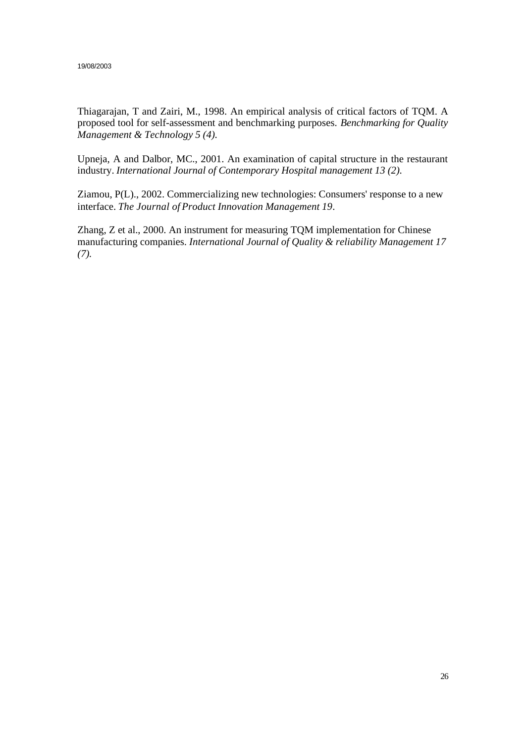Thiagarajan, T and Zairi, M., 1998. An empirical analysis of critical factors of TQM. A proposed tool for self-assessment and benchmarking purposes. *Benchmarking for Quality Management & Technology 5 (4).*

Upneja, A and Dalbor, MC., 2001. An examination of capital structure in the restaurant industry. *International Journal of Contemporary Hospital management 13 (2).*

Ziamou, P(L)., 2002. Commercializing new technologies: Consumers' response to a new interface. *The Journal of Product Innovation Management 19*.

Zhang, Z et al., 2000. An instrument for measuring TQM implementation for Chinese manufacturing companies. *International Journal of Quality & reliability Management 17 (7).*